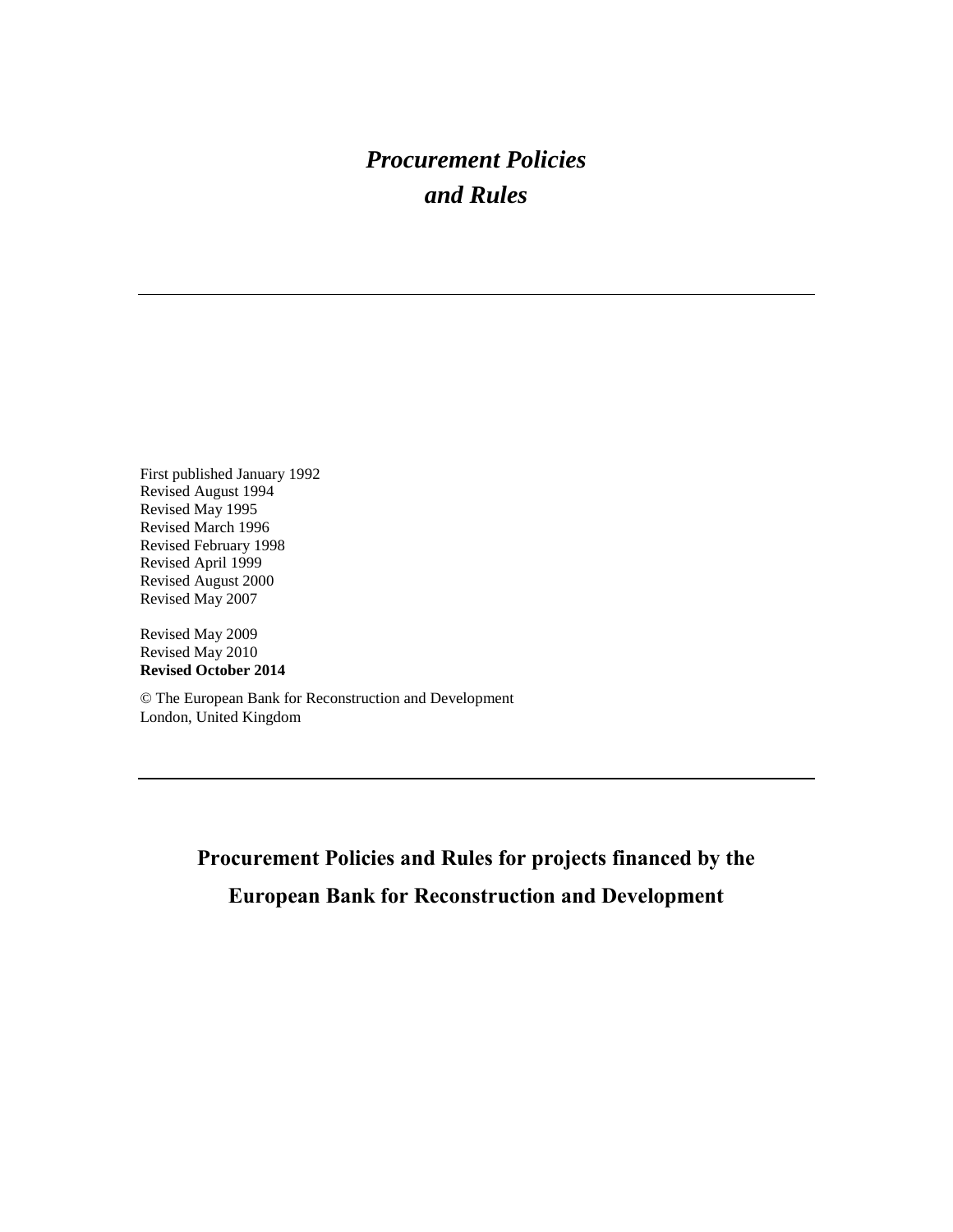# *Procurement Policies and Rules*

---

First published January 1992
Revised August 1994
Revised May 1995
Revised March 1996
Revised February 1998
Revised April 1999
Revised August 2000
Revised May 2007

Revised May 2009
Revised May 2010
**Revised October 2014**

© The European Bank for Reconstruction and Development
London, United Kingdom

---

## Procurement Policies and Rules for projects financed by the European Bank for Reconstruction and Development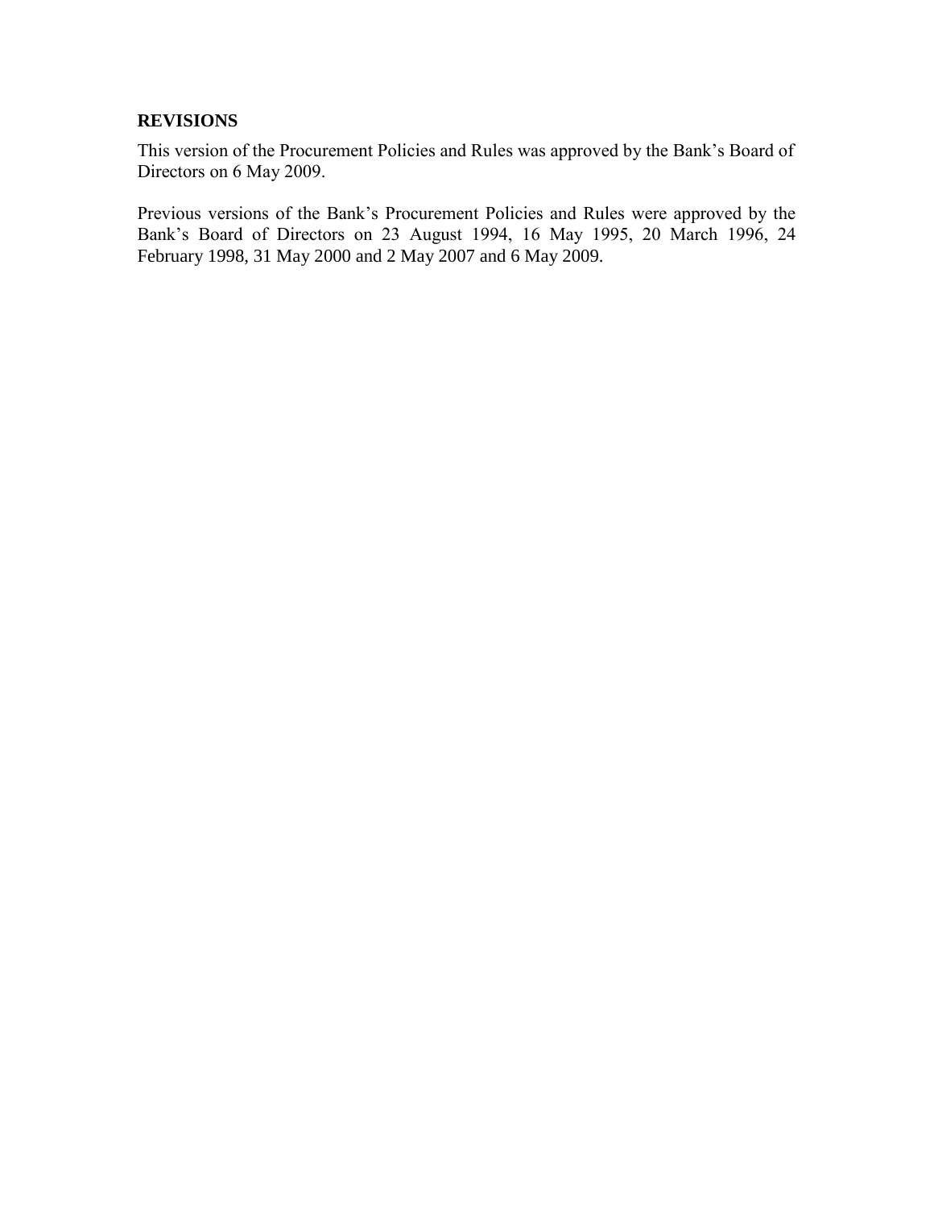## REVISIONS

This version of the Procurement Policies and Rules was approved by the Bank's Board of Directors on 6 May 2009.

Previous versions of the Bank's Procurement Policies and Rules were approved by the Bank's Board of Directors on 23 August 1994, 16 May 1995, 20 March 1996, 24 February 1998, 31 May 2000 and 2 May 2007 and 6 May 2009.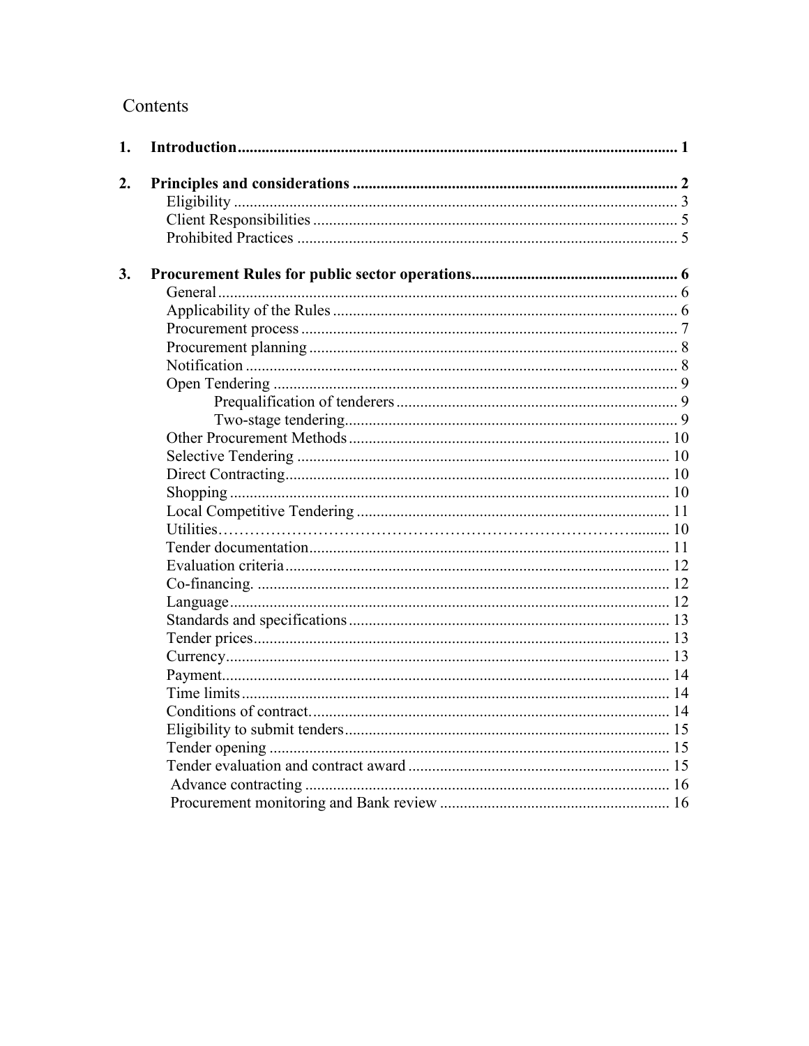# Contents

**1. Introduction** ............................................................................................................ **1**

**2. Principles and considerations** ................................................................................ **2**

- Eligibility ............................................................................................................ 3
- Client Responsibilities ........................................................................................ 5
- Prohibited Practices ............................................................................................ 5

**3. Procurement Rules for public sector operations** .................................................. **6**

- General ................................................................................................................ 6
- Applicability of the Rules .................................................................................... 6
- Procurement process ............................................................................................ 7
- Procurement planning .......................................................................................... 8
- Notification .......................................................................................................... 8
- Open Tendering .................................................................................................... 9
  - Prequalification of tenderers ........................................................................ 9
  - Two-stage tendering ...................................................................................... 9
- Other Procurement Methods ................................................................................ 10
- Selective Tendering ............................................................................................. 10
- Direct Contracting ................................................................................................ 10
- Shopping .............................................................................................................. 10
- Local Competitive Tendering .............................................................................. 11
- Utilities……………………………………………………………………......... 10
- Tender documentation ......................................................................................... 11
- Evaluation criteria ................................................................................................ 12
- Co-financing. ....................................................................................................... 12
- Language ............................................................................................................. 12
- Standards and specifications ................................................................................ 13
- Tender prices ........................................................................................................ 13
- Currency ............................................................................................................... 13
- Payment ................................................................................................................ 14
- Time limits ........................................................................................................... 14
- Conditions of contract. ......................................................................................... 14
- Eligibility to submit tenders ................................................................................. 15
- Tender opening ..................................................................................................... 15
- Tender evaluation and contract award ................................................................. 15
- Advance contracting ............................................................................................ 16
- Procurement monitoring and Bank review .......................................................... 16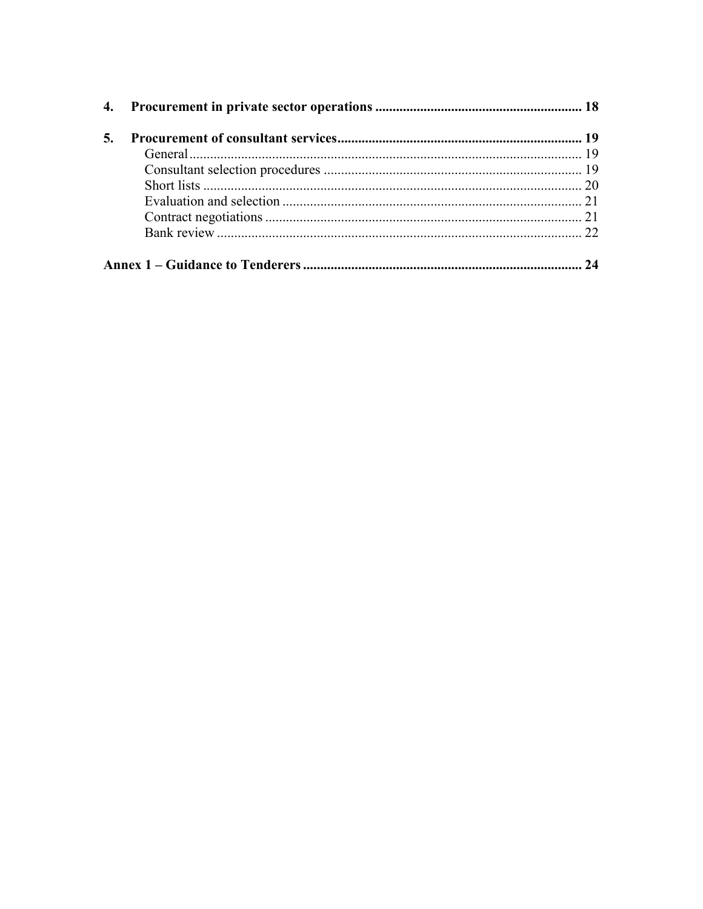4. **Procurement in private sector operations** ........................................................... 18

5. **Procurement of consultant services** ...................................................................... 19
   - General ................................................................................................................ 19
   - Consultant selection procedures .......................................................................... 19
   - Short lists ............................................................................................................ 20
   - Evaluation and selection ...................................................................................... 21
   - Contract negotiations ........................................................................................... 21
   - Bank review ......................................................................................................... 22

**Annex 1 – Guidance to Tenderers** ................................................................................ 24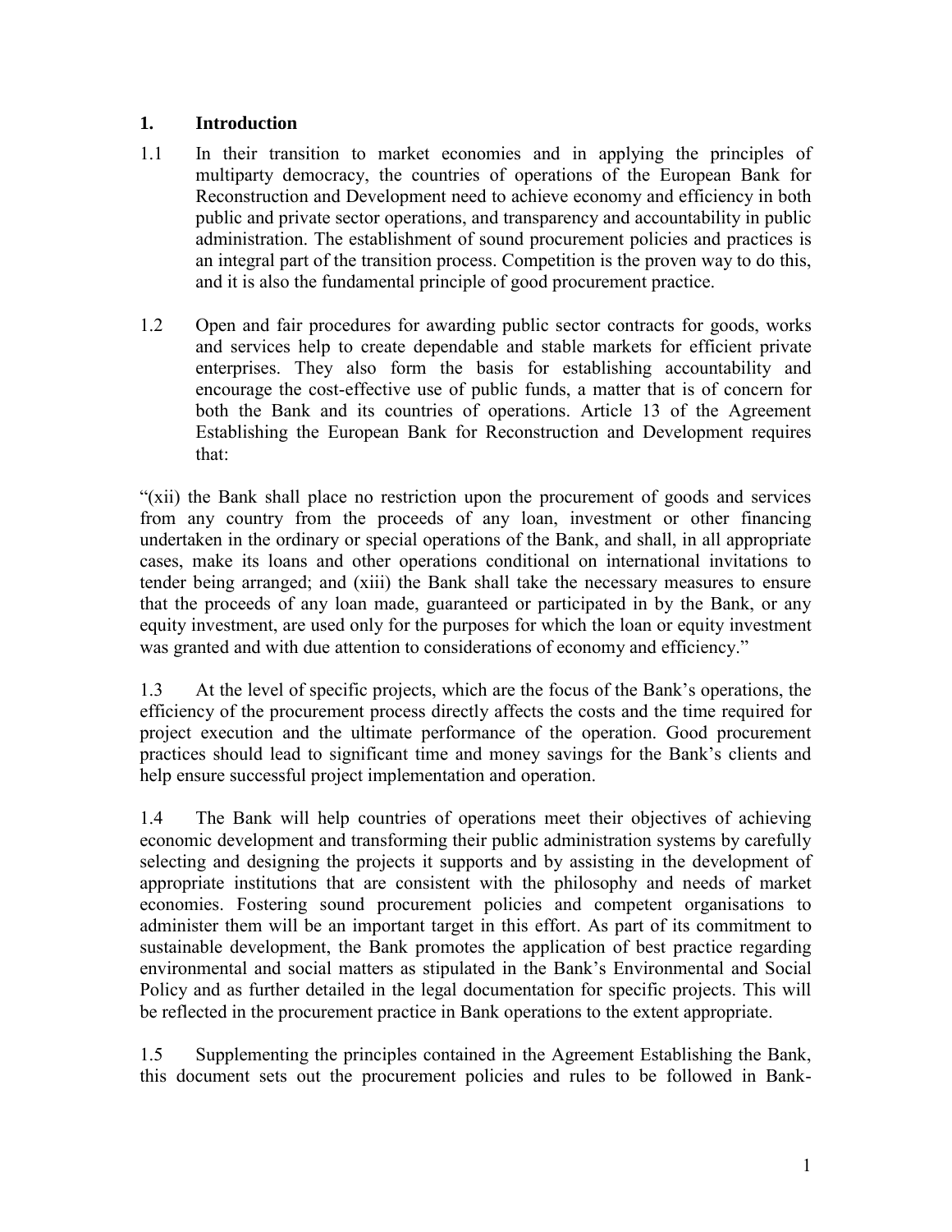## 1. Introduction

1.1 In their transition to market economies and in applying the principles of multiparty democracy, the countries of operations of the European Bank for Reconstruction and Development need to achieve economy and efficiency in both public and private sector operations, and transparency and accountability in public administration. The establishment of sound procurement policies and practices is an integral part of the transition process. Competition is the proven way to do this, and it is also the fundamental principle of good procurement practice.

1.2 Open and fair procedures for awarding public sector contracts for goods, works and services help to create dependable and stable markets for efficient private enterprises. They also form the basis for establishing accountability and encourage the cost-effective use of public funds, a matter that is of concern for both the Bank and its countries of operations. Article 13 of the Agreement Establishing the European Bank for Reconstruction and Development requires that:

"(xii) the Bank shall place no restriction upon the procurement of goods and services from any country from the proceeds of any loan, investment or other financing undertaken in the ordinary or special operations of the Bank, and shall, in all appropriate cases, make its loans and other operations conditional on international invitations to tender being arranged; and (xiii) the Bank shall take the necessary measures to ensure that the proceeds of any loan made, guaranteed or participated in by the Bank, or any equity investment, are used only for the purposes for which the loan or equity investment was granted and with due attention to considerations of economy and efficiency."

1.3 At the level of specific projects, which are the focus of the Bank's operations, the efficiency of the procurement process directly affects the costs and the time required for project execution and the ultimate performance of the operation. Good procurement practices should lead to significant time and money savings for the Bank's clients and help ensure successful project implementation and operation.

1.4 The Bank will help countries of operations meet their objectives of achieving economic development and transforming their public administration systems by carefully selecting and designing the projects it supports and by assisting in the development of appropriate institutions that are consistent with the philosophy and needs of market economies. Fostering sound procurement policies and competent organisations to administer them will be an important target in this effort. As part of its commitment to sustainable development, the Bank promotes the application of best practice regarding environmental and social matters as stipulated in the Bank's Environmental and Social Policy and as further detailed in the legal documentation for specific projects. This will be reflected in the procurement practice in Bank operations to the extent appropriate.

1.5 Supplementing the principles contained in the Agreement Establishing the Bank, this document sets out the procurement policies and rules to be followed in Bank-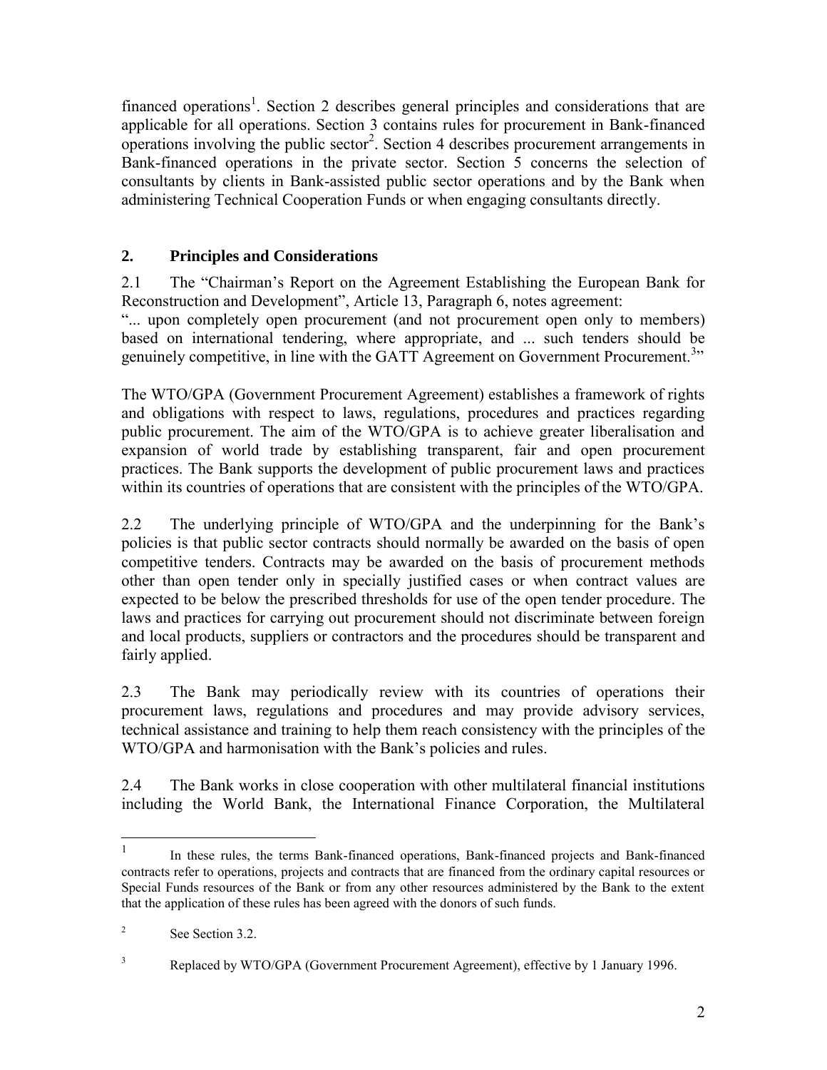financed operations[1]. Section 2 describes general principles and considerations that are applicable for all operations. Section 3 contains rules for procurement in Bank-financed operations involving the public sector[2]. Section 4 describes procurement arrangements in Bank-financed operations in the private sector. Section 5 concerns the selection of consultants by clients in Bank-assisted public sector operations and by the Bank when administering Technical Cooperation Funds or when engaging consultants directly.

## 2. Principles and Considerations

2.1 The "Chairman's Report on the Agreement Establishing the European Bank for Reconstruction and Development", Article 13, Paragraph 6, notes agreement:
"... upon completely open procurement (and not procurement open only to members) based on international tendering, where appropriate, and ... such tenders should be genuinely competitive, in line with the GATT Agreement on Government Procurement.[3]"

The WTO/GPA (Government Procurement Agreement) establishes a framework of rights and obligations with respect to laws, regulations, procedures and practices regarding public procurement. The aim of the WTO/GPA is to achieve greater liberalisation and expansion of world trade by establishing transparent, fair and open procurement practices. The Bank supports the development of public procurement laws and practices within its countries of operations that are consistent with the principles of the WTO/GPA.

2.2 The underlying principle of WTO/GPA and the underpinning for the Bank's policies is that public sector contracts should normally be awarded on the basis of open competitive tenders. Contracts may be awarded on the basis of procurement methods other than open tender only in specially justified cases or when contract values are expected to be below the prescribed thresholds for use of the open tender procedure. The laws and practices for carrying out procurement should not discriminate between foreign and local products, suppliers or contractors and the procedures should be transparent and fairly applied.

2.3 The Bank may periodically review with its countries of operations their procurement laws, regulations and procedures and may provide advisory services, technical assistance and training to help them reach consistency with the principles of the WTO/GPA and harmonisation with the Bank's policies and rules.

2.4 The Bank works in close cooperation with other multilateral financial institutions including the World Bank, the International Finance Corporation, the Multilateral

---

[1] In these rules, the terms Bank-financed operations, Bank-financed projects and Bank-financed contracts refer to operations, projects and contracts that are financed from the ordinary capital resources or Special Funds resources of the Bank or from any other resources administered by the Bank to the extent that the application of these rules has been agreed with the donors of such funds.

[2] See Section 3.2.

[3] Replaced by WTO/GPA (Government Procurement Agreement), effective by 1 January 1996.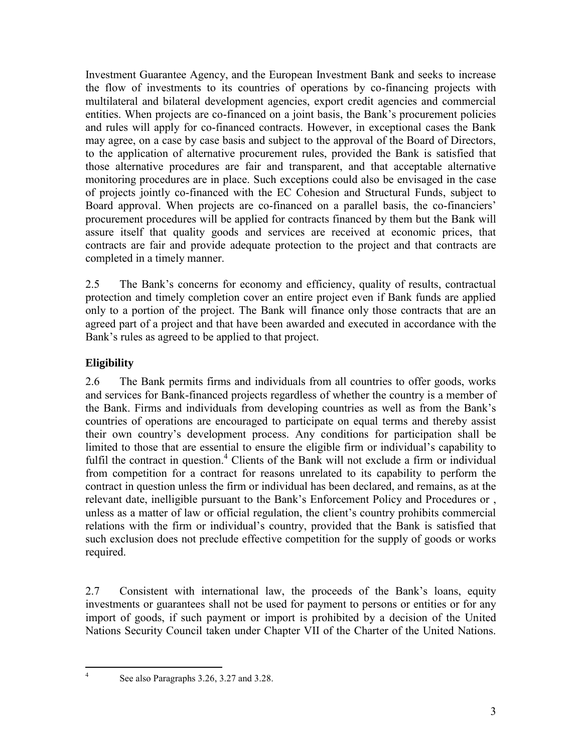Investment Guarantee Agency, and the European Investment Bank and seeks to increase the flow of investments to its countries of operations by co-financing projects with multilateral and bilateral development agencies, export credit agencies and commercial entities. When projects are co-financed on a joint basis, the Bank's procurement policies and rules will apply for co-financed contracts. However, in exceptional cases the Bank may agree, on a case by case basis and subject to the approval of the Board of Directors, to the application of alternative procurement rules, provided the Bank is satisfied that those alternative procedures are fair and transparent, and that acceptable alternative monitoring procedures are in place. Such exceptions could also be envisaged in the case of projects jointly co-financed with the EC Cohesion and Structural Funds, subject to Board approval. When projects are co-financed on a parallel basis, the co-financiers' procurement procedures will be applied for contracts financed by them but the Bank will assure itself that quality goods and services are received at economic prices, that contracts are fair and provide adequate protection to the project and that contracts are completed in a timely manner.

2.5 The Bank's concerns for economy and efficiency, quality of results, contractual protection and timely completion cover an entire project even if Bank funds are applied only to a portion of the project. The Bank will finance only those contracts that are an agreed part of a project and that have been awarded and executed in accordance with the Bank's rules as agreed to be applied to that project.

## Eligibility

2.6 The Bank permits firms and individuals from all countries to offer goods, works and services for Bank-financed projects regardless of whether the country is a member of the Bank. Firms and individuals from developing countries as well as from the Bank's countries of operations are encouraged to participate on equal terms and thereby assist their own country's development process. Any conditions for participation shall be limited to those that are essential to ensure the eligible firm or individual's capability to fulfil the contract in question.[4] Clients of the Bank will not exclude a firm or individual from competition for a contract for reasons unrelated to its capability to perform the contract in question unless the firm or individual has been declared, and remains, as at the relevant date, inelligible pursuant to the Bank's Enforcement Policy and Procedures or , unless as a matter of law or official regulation, the client's country prohibits commercial relations with the firm or individual's country, provided that the Bank is satisfied that such exclusion does not preclude effective competition for the supply of goods or works required.

2.7 Consistent with international law, the proceeds of the Bank's loans, equity investments or guarantees shall not be used for payment to persons or entities or for any import of goods, if such payment or import is prohibited by a decision of the United Nations Security Council taken under Chapter VII of the Charter of the United Nations.

[4] See also Paragraphs 3.26, 3.27 and 3.28.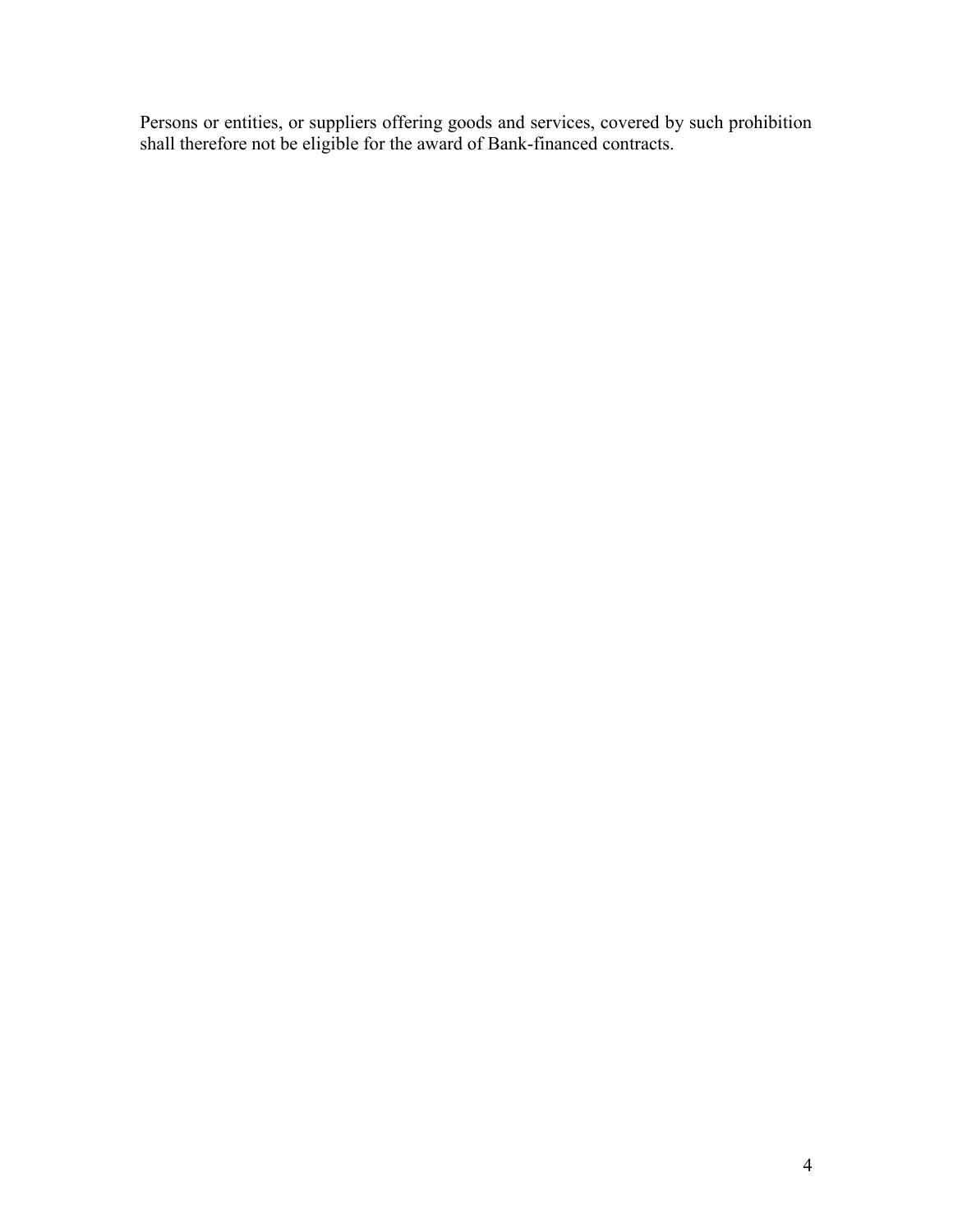Persons or entities, or suppliers offering goods and services, covered by such prohibition shall therefore not be eligible for the award of Bank-financed contracts.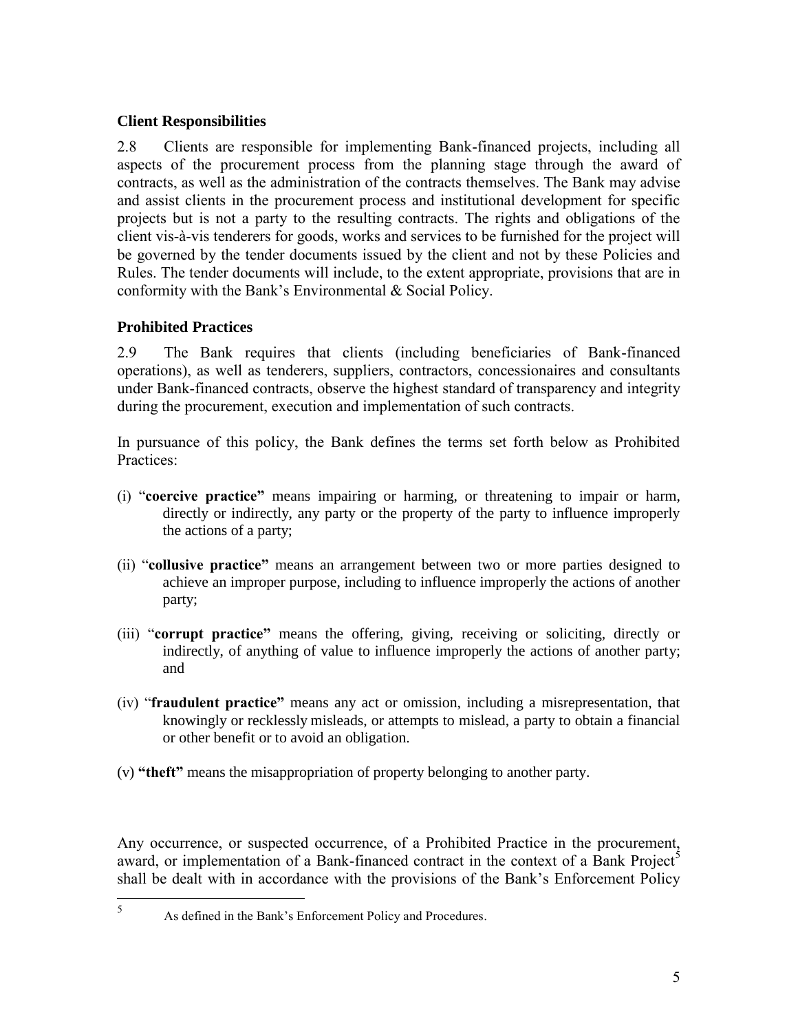### Client Responsibilities

2.8 Clients are responsible for implementing Bank-financed projects, including all aspects of the procurement process from the planning stage through the award of contracts, as well as the administration of the contracts themselves. The Bank may advise and assist clients in the procurement process and institutional development for specific projects but is not a party to the resulting contracts. The rights and obligations of the client vis-à-vis tenderers for goods, works and services to be furnished for the project will be governed by the tender documents issued by the client and not by these Policies and Rules. The tender documents will include, to the extent appropriate, provisions that are in conformity with the Bank's Environmental & Social Policy.

### Prohibited Practices

2.9 The Bank requires that clients (including beneficiaries of Bank-financed operations), as well as tenderers, suppliers, contractors, concessionaires and consultants under Bank-financed contracts, observe the highest standard of transparency and integrity during the procurement, execution and implementation of such contracts.

In pursuance of this policy, the Bank defines the terms set forth below as Prohibited Practices:

(i) "**coercive practice**" means impairing or harming, or threatening to impair or harm, directly or indirectly, any party or the property of the party to influence improperly the actions of a party;

(ii) "**collusive practice**" means an arrangement between two or more parties designed to achieve an improper purpose, including to influence improperly the actions of another party;

(iii) "**corrupt practice**" means the offering, giving, receiving or soliciting, directly or indirectly, of anything of value to influence improperly the actions of another party; and

(iv) "**fraudulent practice**" means any act or omission, including a misrepresentation, that knowingly or recklessly misleads, or attempts to mislead, a party to obtain a financial or other benefit or to avoid an obligation.

(v) **"theft"** means the misappropriation of property belonging to another party.

Any occurrence, or suspected occurrence, of a Prohibited Practice in the procurement, award, or implementation of a Bank-financed contract in the context of a Bank Project[5] shall be dealt with in accordance with the provisions of the Bank's Enforcement Policy

[5] As defined in the Bank's Enforcement Policy and Procedures.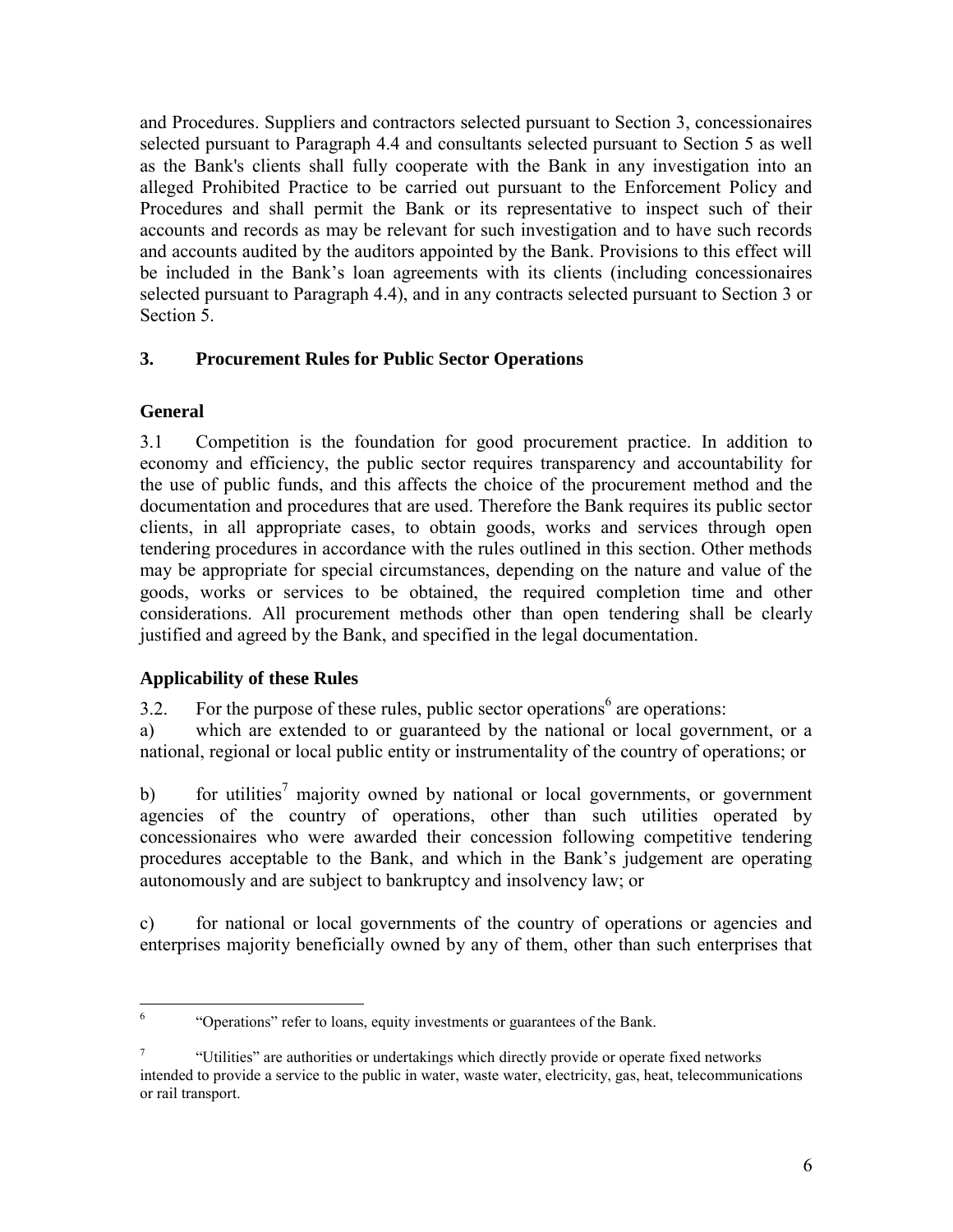and Procedures. Suppliers and contractors selected pursuant to Section 3, concessionaires selected pursuant to Paragraph 4.4 and consultants selected pursuant to Section 5 as well as the Bank's clients shall fully cooperate with the Bank in any investigation into an alleged Prohibited Practice to be carried out pursuant to the Enforcement Policy and Procedures and shall permit the Bank or its representative to inspect such of their accounts and records as may be relevant for such investigation and to have such records and accounts audited by the auditors appointed by the Bank. Provisions to this effect will be included in the Bank's loan agreements with its clients (including concessionaires selected pursuant to Paragraph 4.4), and in any contracts selected pursuant to Section 3 or Section 5.

## 3. Procurement Rules for Public Sector Operations

### General

3.1 Competition is the foundation for good procurement practice. In addition to economy and efficiency, the public sector requires transparency and accountability for the use of public funds, and this affects the choice of the procurement method and the documentation and procedures that are used. Therefore the Bank requires its public sector clients, in all appropriate cases, to obtain goods, works and services through open tendering procedures in accordance with the rules outlined in this section. Other methods may be appropriate for special circumstances, depending on the nature and value of the goods, works or services to be obtained, the required completion time and other considerations. All procurement methods other than open tendering shall be clearly justified and agreed by the Bank, and specified in the legal documentation.

### Applicability of these Rules

3.2. For the purpose of these rules, public sector operations[6] are operations:

a) which are extended to or guaranteed by the national or local government, or a national, regional or local public entity or instrumentality of the country of operations; or

b) for utilities[7] majority owned by national or local governments, or government agencies of the country of operations, other than such utilities operated by concessionaires who were awarded their concession following competitive tendering procedures acceptable to the Bank, and which in the Bank's judgement are operating autonomously and are subject to bankruptcy and insolvency law; or

c) for national or local governments of the country of operations or agencies and enterprises majority beneficially owned by any of them, other than such enterprises that

---

[6] "Operations" refer to loans, equity investments or guarantees of the Bank.

[7] "Utilities" are authorities or undertakings which directly provide or operate fixed networks intended to provide a service to the public in water, waste water, electricity, gas, heat, telecommunications or rail transport.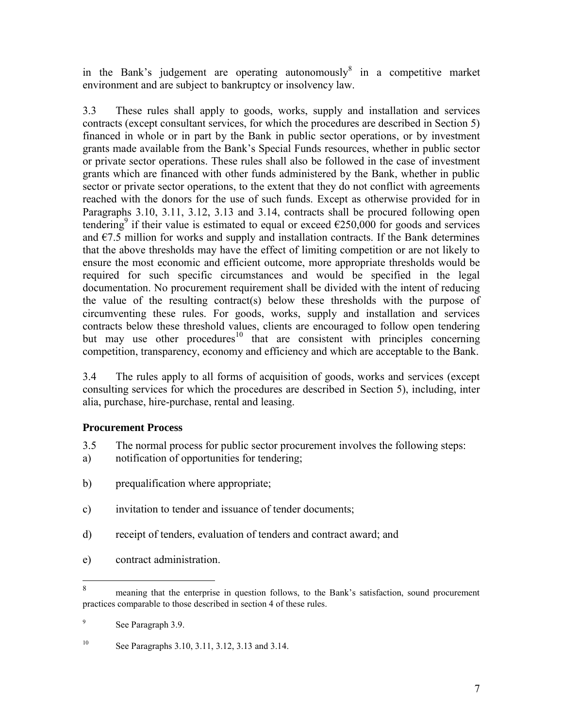in the Bank's judgement are operating autonomously[8] in a competitive market environment and are subject to bankruptcy or insolvency law.

3.3 These rules shall apply to goods, works, supply and installation and services contracts (except consultant services, for which the procedures are described in Section 5) financed in whole or in part by the Bank in public sector operations, or by investment grants made available from the Bank's Special Funds resources, whether in public sector or private sector operations. These rules shall also be followed in the case of investment grants which are financed with other funds administered by the Bank, whether in public sector or private sector operations, to the extent that they do not conflict with agreements reached with the donors for the use of such funds. Except as otherwise provided for in Paragraphs 3.10, 3.11, 3.12, 3.13 and 3.14, contracts shall be procured following open tendering[9] if their value is estimated to equal or exceed €250,000 for goods and services and €7.5 million for works and supply and installation contracts. If the Bank determines that the above thresholds may have the effect of limiting competition or are not likely to ensure the most economic and efficient outcome, more appropriate thresholds would be required for such specific circumstances and would be specified in the legal documentation. No procurement requirement shall be divided with the intent of reducing the value of the resulting contract(s) below these thresholds with the purpose of circumventing these rules. For goods, works, supply and installation and services contracts below these threshold values, clients are encouraged to follow open tendering but may use other procedures[10] that are consistent with principles concerning competition, transparency, economy and efficiency and which are acceptable to the Bank.

3.4 The rules apply to all forms of acquisition of goods, works and services (except consulting services for which the procedures are described in Section 5), including, inter alia, purchase, hire-purchase, rental and leasing.

**Procurement Process**

3.5 The normal process for public sector procurement involves the following steps:

a) notification of opportunities for tendering;

b) prequalification where appropriate;

c) invitation to tender and issuance of tender documents;

d) receipt of tenders, evaluation of tenders and contract award; and

e) contract administration.

---

[8] meaning that the enterprise in question follows, to the Bank's satisfaction, sound procurement practices comparable to those described in section 4 of these rules.

[9] See Paragraph 3.9.

[10] See Paragraphs 3.10, 3.11, 3.12, 3.13 and 3.14.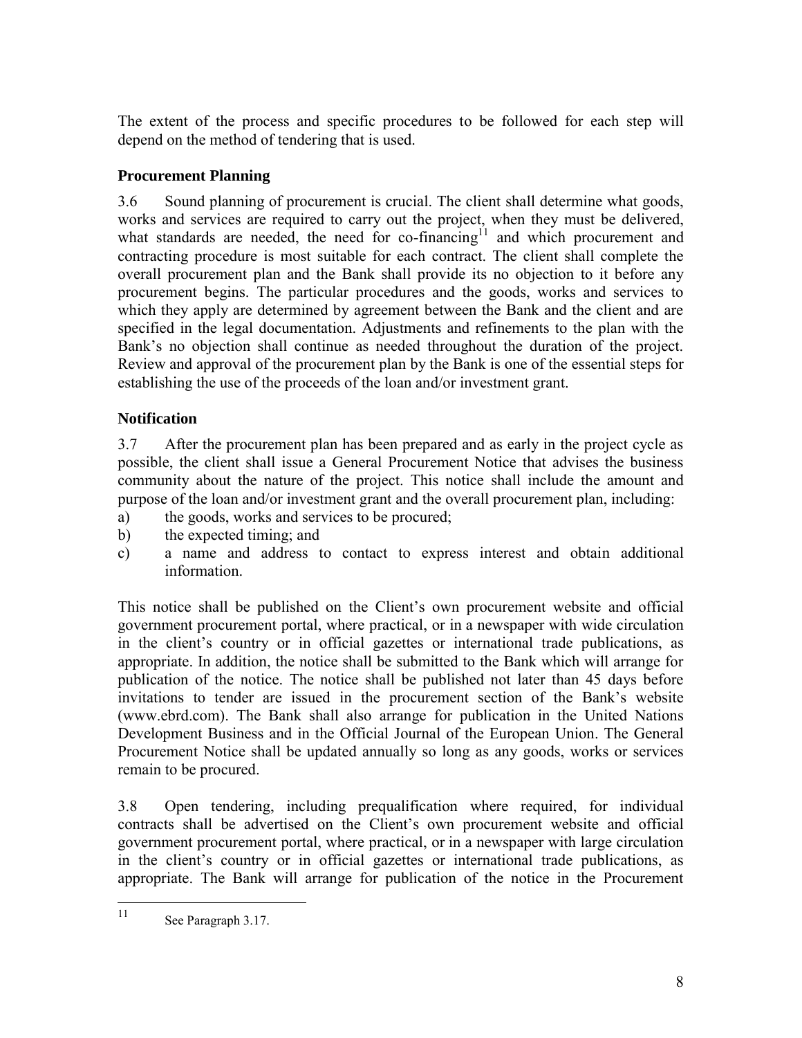The extent of the process and specific procedures to be followed for each step will depend on the method of tendering that is used.

**Procurement Planning**

3.6 Sound planning of procurement is crucial. The client shall determine what goods, works and services are required to carry out the project, when they must be delivered, what standards are needed, the need for co-financing[11] and which procurement and contracting procedure is most suitable for each contract. The client shall complete the overall procurement plan and the Bank shall provide its no objection to it before any procurement begins. The particular procedures and the goods, works and services to which they apply are determined by agreement between the Bank and the client and are specified in the legal documentation. Adjustments and refinements to the plan with the Bank's no objection shall continue as needed throughout the duration of the project. Review and approval of the procurement plan by the Bank is one of the essential steps for establishing the use of the proceeds of the loan and/or investment grant.

**Notification**

3.7 After the procurement plan has been prepared and as early in the project cycle as possible, the client shall issue a General Procurement Notice that advises the business community about the nature of the project. This notice shall include the amount and purpose of the loan and/or investment grant and the overall procurement plan, including:

a) the goods, works and services to be procured;
b) the expected timing; and
c) a name and address to contact to express interest and obtain additional information.

This notice shall be published on the Client's own procurement website and official government procurement portal, where practical, or in a newspaper with wide circulation in the client's country or in official gazettes or international trade publications, as appropriate. In addition, the notice shall be submitted to the Bank which will arrange for publication of the notice. The notice shall be published not later than 45 days before invitations to tender are issued in the procurement section of the Bank's website (www.ebrd.com). The Bank shall also arrange for publication in the United Nations Development Business and in the Official Journal of the European Union. The General Procurement Notice shall be updated annually so long as any goods, works or services remain to be procured.

3.8 Open tendering, including prequalification where required, for individual contracts shall be advertised on the Client's own procurement website and official government procurement portal, where practical, or in a newspaper with large circulation in the client's country or in official gazettes or international trade publications, as appropriate. The Bank will arrange for publication of the notice in the Procurement

[11] See Paragraph 3.17.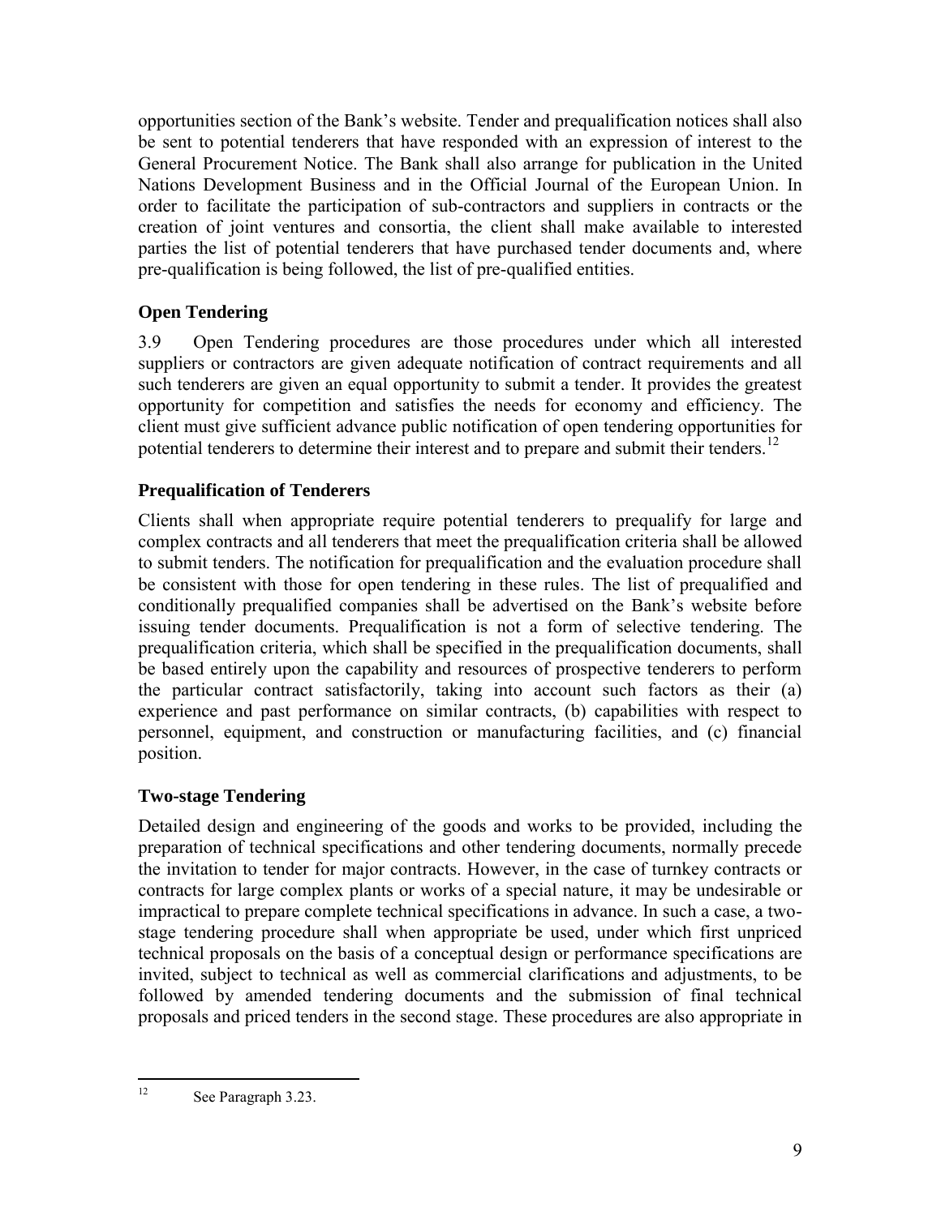opportunities section of the Bank's website. Tender and prequalification notices shall also be sent to potential tenderers that have responded with an expression of interest to the General Procurement Notice. The Bank shall also arrange for publication in the United Nations Development Business and in the Official Journal of the European Union. In order to facilitate the participation of sub-contractors and suppliers in contracts or the creation of joint ventures and consortia, the client shall make available to interested parties the list of potential tenderers that have purchased tender documents and, where pre-qualification is being followed, the list of pre-qualified entities.

### Open Tendering

3.9 Open Tendering procedures are those procedures under which all interested suppliers or contractors are given adequate notification of contract requirements and all such tenderers are given an equal opportunity to submit a tender. It provides the greatest opportunity for competition and satisfies the needs for economy and efficiency. The client must give sufficient advance public notification of open tendering opportunities for potential tenderers to determine their interest and to prepare and submit their tenders.[12]

### Prequalification of Tenderers

Clients shall when appropriate require potential tenderers to prequalify for large and complex contracts and all tenderers that meet the prequalification criteria shall be allowed to submit tenders. The notification for prequalification and the evaluation procedure shall be consistent with those for open tendering in these rules. The list of prequalified and conditionally prequalified companies shall be advertised on the Bank's website before issuing tender documents. Prequalification is not a form of selective tendering. The prequalification criteria, which shall be specified in the prequalification documents, shall be based entirely upon the capability and resources of prospective tenderers to perform the particular contract satisfactorily, taking into account such factors as their (a) experience and past performance on similar contracts, (b) capabilities with respect to personnel, equipment, and construction or manufacturing facilities, and (c) financial position.

### Two-stage Tendering

Detailed design and engineering of the goods and works to be provided, including the preparation of technical specifications and other tendering documents, normally precede the invitation to tender for major contracts. However, in the case of turnkey contracts or contracts for large complex plants or works of a special nature, it may be undesirable or impractical to prepare complete technical specifications in advance. In such a case, a two-stage tendering procedure shall when appropriate be used, under which first unpriced technical proposals on the basis of a conceptual design or performance specifications are invited, subject to technical as well as commercial clarifications and adjustments, to be followed by amended tendering documents and the submission of final technical proposals and priced tenders in the second stage. These procedures are also appropriate in

---

[12] See Paragraph 3.23.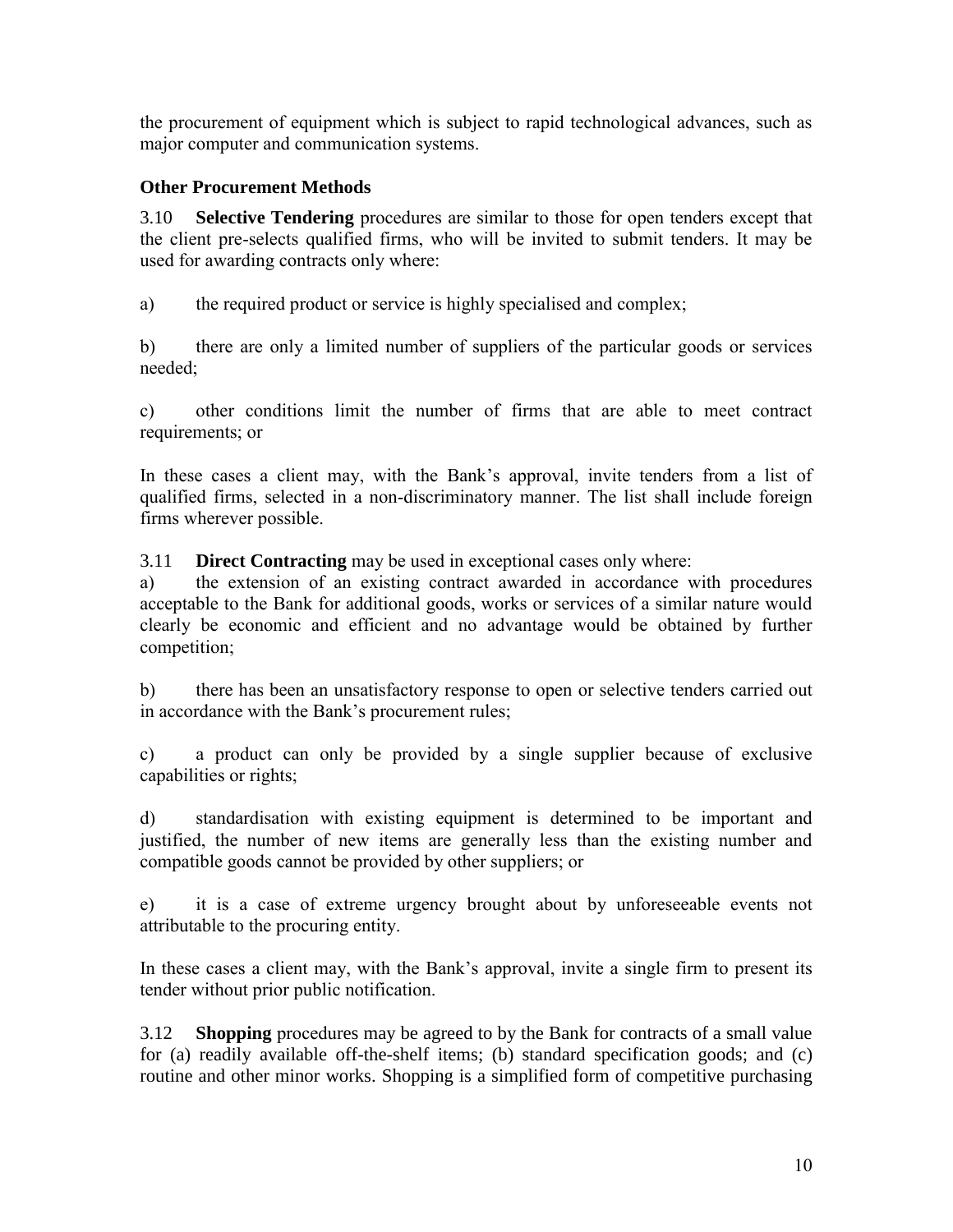the procurement of equipment which is subject to rapid technological advances, such as major computer and communication systems.

### Other Procurement Methods

3.10 **Selective Tendering** procedures are similar to those for open tenders except that the client pre-selects qualified firms, who will be invited to submit tenders. It may be used for awarding contracts only where:

a) the required product or service is highly specialised and complex;

b) there are only a limited number of suppliers of the particular goods or services needed;

c) other conditions limit the number of firms that are able to meet contract requirements; or

In these cases a client may, with the Bank's approval, invite tenders from a list of qualified firms, selected in a non-discriminatory manner. The list shall include foreign firms wherever possible.

3.11 **Direct Contracting** may be used in exceptional cases only where:

a) the extension of an existing contract awarded in accordance with procedures acceptable to the Bank for additional goods, works or services of a similar nature would clearly be economic and efficient and no advantage would be obtained by further competition;

b) there has been an unsatisfactory response to open or selective tenders carried out in accordance with the Bank's procurement rules;

c) a product can only be provided by a single supplier because of exclusive capabilities or rights;

d) standardisation with existing equipment is determined to be important and justified, the number of new items are generally less than the existing number and compatible goods cannot be provided by other suppliers; or

e) it is a case of extreme urgency brought about by unforeseeable events not attributable to the procuring entity.

In these cases a client may, with the Bank's approval, invite a single firm to present its tender without prior public notification.

3.12 **Shopping** procedures may be agreed to by the Bank for contracts of a small value for (a) readily available off-the-shelf items; (b) standard specification goods; and (c) routine and other minor works. Shopping is a simplified form of competitive purchasing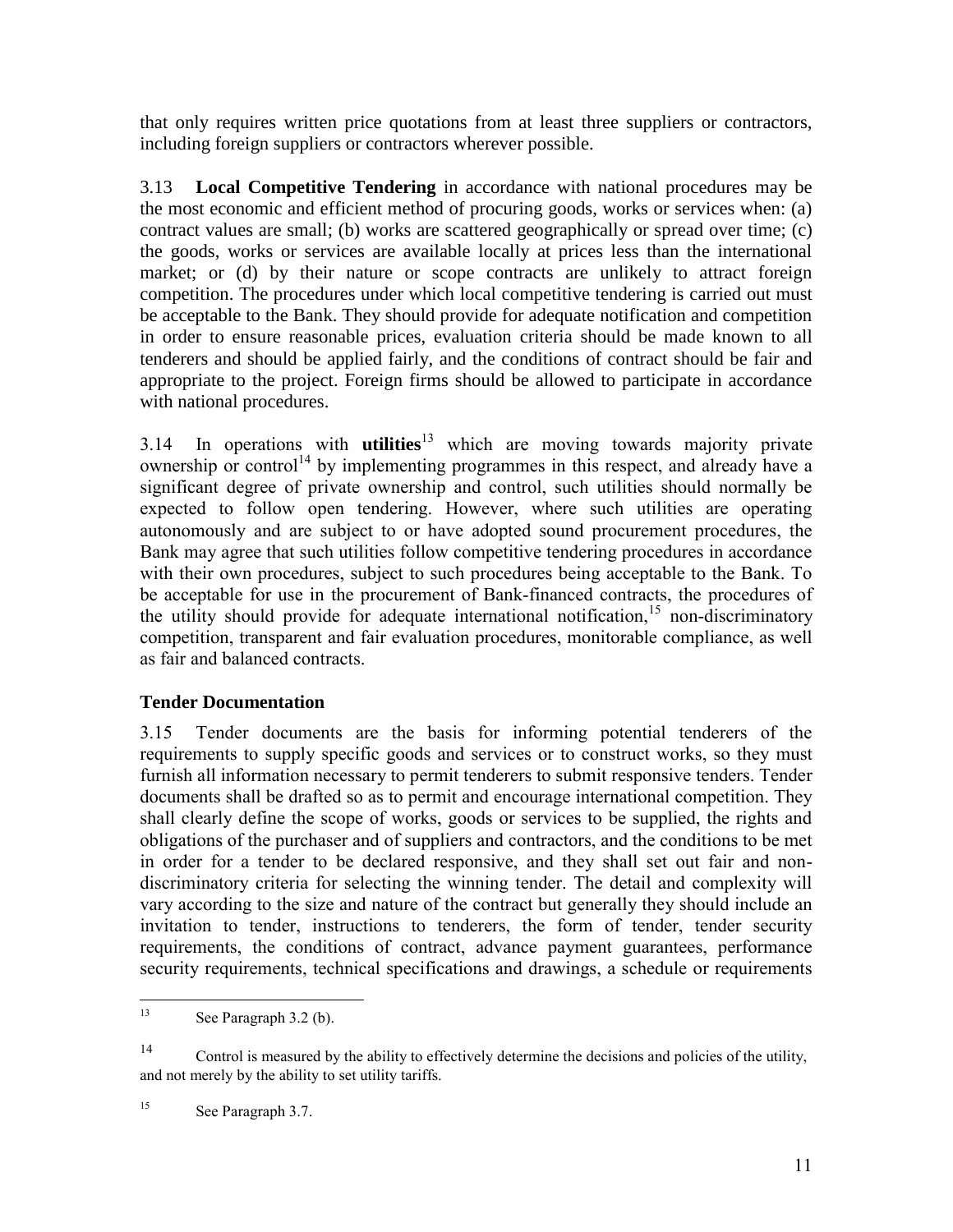that only requires written price quotations from at least three suppliers or contractors, including foreign suppliers or contractors wherever possible.

3.13 **Local Competitive Tendering** in accordance with national procedures may be the most economic and efficient method of procuring goods, works or services when: (a) contract values are small; (b) works are scattered geographically or spread over time; (c) the goods, works or services are available locally at prices less than the international market; or (d) by their nature or scope contracts are unlikely to attract foreign competition. The procedures under which local competitive tendering is carried out must be acceptable to the Bank. They should provide for adequate notification and competition in order to ensure reasonable prices, evaluation criteria should be made known to all tenderers and should be applied fairly, and the conditions of contract should be fair and appropriate to the project. Foreign firms should be allowed to participate in accordance with national procedures.

3.14 In operations with **utilities**[13] which are moving towards majority private ownership or control[14] by implementing programmes in this respect, and already have a significant degree of private ownership and control, such utilities should normally be expected to follow open tendering. However, where such utilities are operating autonomously and are subject to or have adopted sound procurement procedures, the Bank may agree that such utilities follow competitive tendering procedures in accordance with their own procedures, subject to such procedures being acceptable to the Bank. To be acceptable for use in the procurement of Bank-financed contracts, the procedures of the utility should provide for adequate international notification,[15] non-discriminatory competition, transparent and fair evaluation procedures, monitorable compliance, as well as fair and balanced contracts.

### Tender Documentation

3.15 Tender documents are the basis for informing potential tenderers of the requirements to supply specific goods and services or to construct works, so they must furnish all information necessary to permit tenderers to submit responsive tenders. Tender documents shall be drafted so as to permit and encourage international competition. They shall clearly define the scope of works, goods or services to be supplied, the rights and obligations of the purchaser and of suppliers and contractors, and the conditions to be met in order for a tender to be declared responsive, and they shall set out fair and non-discriminatory criteria for selecting the winning tender. The detail and complexity will vary according to the size and nature of the contract but generally they should include an invitation to tender, instructions to tenderers, the form of tender, tender security requirements, the conditions of contract, advance payment guarantees, performance security requirements, technical specifications and drawings, a schedule or requirements

---

[13] See Paragraph 3.2 (b).

[14] Control is measured by the ability to effectively determine the decisions and policies of the utility, and not merely by the ability to set utility tariffs.

[15] See Paragraph 3.7.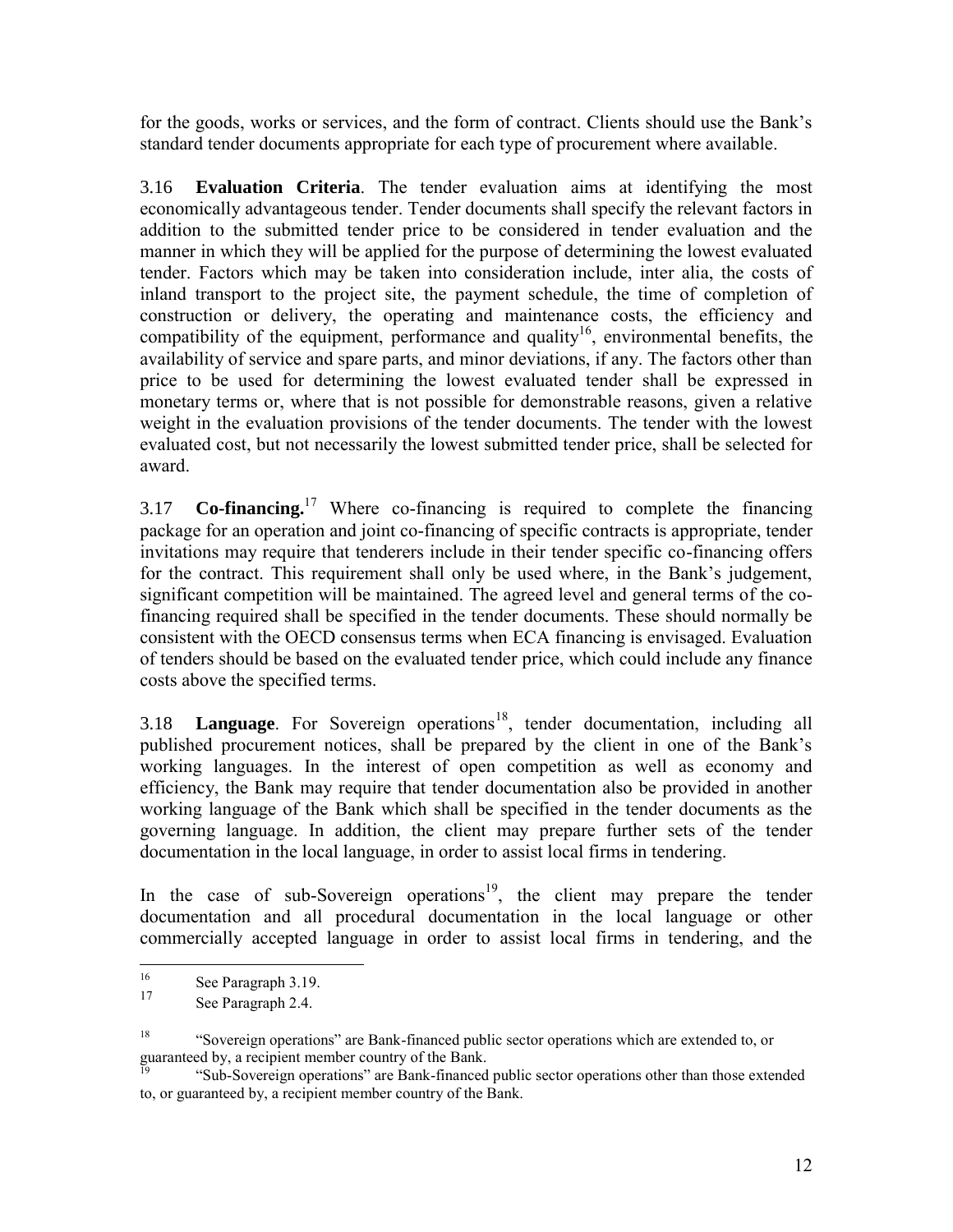for the goods, works or services, and the form of contract. Clients should use the Bank's standard tender documents appropriate for each type of procurement where available.

3.16 **Evaluation Criteria**. The tender evaluation aims at identifying the most economically advantageous tender. Tender documents shall specify the relevant factors in addition to the submitted tender price to be considered in tender evaluation and the manner in which they will be applied for the purpose of determining the lowest evaluated tender. Factors which may be taken into consideration include, inter alia, the costs of inland transport to the project site, the payment schedule, the time of completion of construction or delivery, the operating and maintenance costs, the efficiency and compatibility of the equipment, performance and quality[16], environmental benefits, the availability of service and spare parts, and minor deviations, if any. The factors other than price to be used for determining the lowest evaluated tender shall be expressed in monetary terms or, where that is not possible for demonstrable reasons, given a relative weight in the evaluation provisions of the tender documents. The tender with the lowest evaluated cost, but not necessarily the lowest submitted tender price, shall be selected for award.

3.17 **Co-financing.**[17] Where co-financing is required to complete the financing package for an operation and joint co-financing of specific contracts is appropriate, tender invitations may require that tenderers include in their tender specific co-financing offers for the contract. This requirement shall only be used where, in the Bank's judgement, significant competition will be maintained. The agreed level and general terms of the co-financing required shall be specified in the tender documents. These should normally be consistent with the OECD consensus terms when ECA financing is envisaged. Evaluation of tenders should be based on the evaluated tender price, which could include any finance costs above the specified terms.

3.18 **Language**. For Sovereign operations[18], tender documentation, including all published procurement notices, shall be prepared by the client in one of the Bank's working languages. In the interest of open competition as well as economy and efficiency, the Bank may require that tender documentation also be provided in another working language of the Bank which shall be specified in the tender documents as the governing language. In addition, the client may prepare further sets of the tender documentation in the local language, in order to assist local firms in tendering.

In the case of sub-Sovereign operations[19], the client may prepare the tender documentation and all procedural documentation in the local language or other commercially accepted language in order to assist local firms in tendering, and the

---

[16] See Paragraph 3.19.

[17] See Paragraph 2.4.

[18] "Sovereign operations" are Bank-financed public sector operations which are extended to, or guaranteed by, a recipient member country of the Bank.

[19] "Sub-Sovereign operations" are Bank-financed public sector operations other than those extended to, or guaranteed by, a recipient member country of the Bank.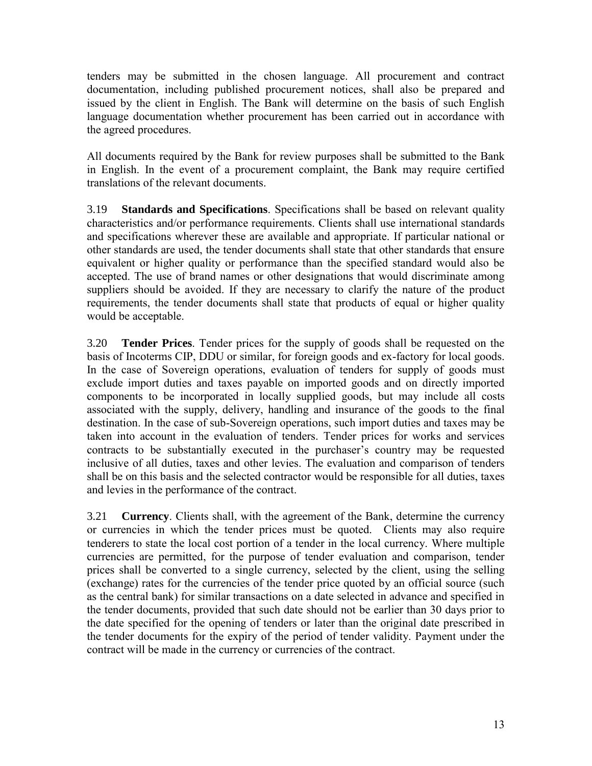tenders may be submitted in the chosen language. All procurement and contract documentation, including published procurement notices, shall also be prepared and issued by the client in English. The Bank will determine on the basis of such English language documentation whether procurement has been carried out in accordance with the agreed procedures.

All documents required by the Bank for review purposes shall be submitted to the Bank in English. In the event of a procurement complaint, the Bank may require certified translations of the relevant documents.

3.19 **Standards and Specifications**. Specifications shall be based on relevant quality characteristics and/or performance requirements. Clients shall use international standards and specifications wherever these are available and appropriate. If particular national or other standards are used, the tender documents shall state that other standards that ensure equivalent or higher quality or performance than the specified standard would also be accepted. The use of brand names or other designations that would discriminate among suppliers should be avoided. If they are necessary to clarify the nature of the product requirements, the tender documents shall state that products of equal or higher quality would be acceptable.

3.20 **Tender Prices**. Tender prices for the supply of goods shall be requested on the basis of Incoterms CIP, DDU or similar, for foreign goods and ex-factory for local goods. In the case of Sovereign operations, evaluation of tenders for supply of goods must exclude import duties and taxes payable on imported goods and on directly imported components to be incorporated in locally supplied goods, but may include all costs associated with the supply, delivery, handling and insurance of the goods to the final destination. In the case of sub-Sovereign operations, such import duties and taxes may be taken into account in the evaluation of tenders. Tender prices for works and services contracts to be substantially executed in the purchaser's country may be requested inclusive of all duties, taxes and other levies. The evaluation and comparison of tenders shall be on this basis and the selected contractor would be responsible for all duties, taxes and levies in the performance of the contract.

3.21 **Currency**. Clients shall, with the agreement of the Bank, determine the currency or currencies in which the tender prices must be quoted. Clients may also require tenderers to state the local cost portion of a tender in the local currency. Where multiple currencies are permitted, for the purpose of tender evaluation and comparison, tender prices shall be converted to a single currency, selected by the client, using the selling (exchange) rates for the currencies of the tender price quoted by an official source (such as the central bank) for similar transactions on a date selected in advance and specified in the tender documents, provided that such date should not be earlier than 30 days prior to the date specified for the opening of tenders or later than the original date prescribed in the tender documents for the expiry of the period of tender validity. Payment under the contract will be made in the currency or currencies of the contract.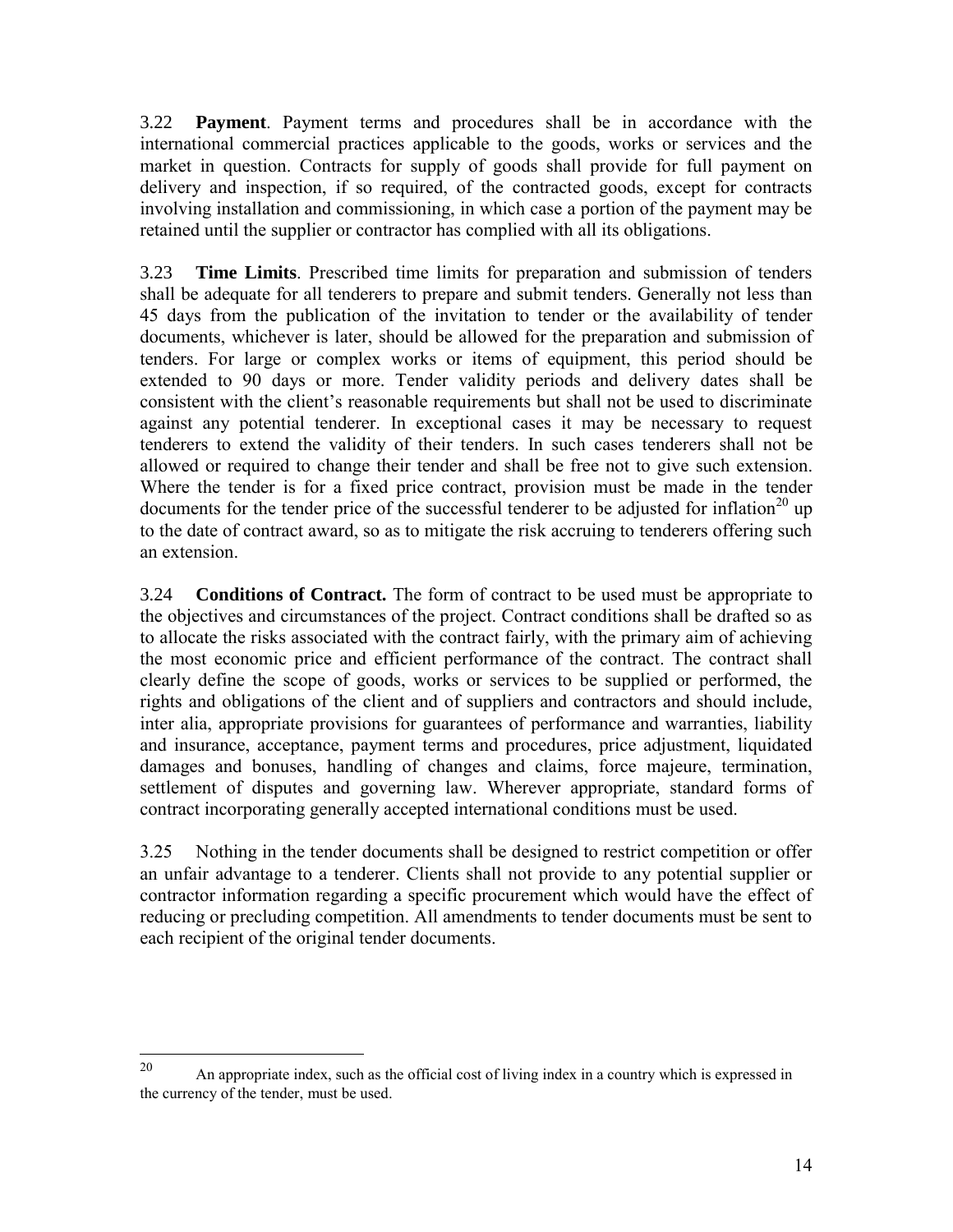3.22 **Payment**. Payment terms and procedures shall be in accordance with the international commercial practices applicable to the goods, works or services and the market in question. Contracts for supply of goods shall provide for full payment on delivery and inspection, if so required, of the contracted goods, except for contracts involving installation and commissioning, in which case a portion of the payment may be retained until the supplier or contractor has complied with all its obligations.

3.23 **Time Limits**. Prescribed time limits for preparation and submission of tenders shall be adequate for all tenderers to prepare and submit tenders. Generally not less than 45 days from the publication of the invitation to tender or the availability of tender documents, whichever is later, should be allowed for the preparation and submission of tenders. For large or complex works or items of equipment, this period should be extended to 90 days or more. Tender validity periods and delivery dates shall be consistent with the client's reasonable requirements but shall not be used to discriminate against any potential tenderer. In exceptional cases it may be necessary to request tenderers to extend the validity of their tenders. In such cases tenderers shall not be allowed or required to change their tender and shall be free not to give such extension. Where the tender is for a fixed price contract, provision must be made in the tender documents for the tender price of the successful tenderer to be adjusted for inflation[20] up to the date of contract award, so as to mitigate the risk accruing to tenderers offering such an extension.

3.24 **Conditions of Contract.** The form of contract to be used must be appropriate to the objectives and circumstances of the project. Contract conditions shall be drafted so as to allocate the risks associated with the contract fairly, with the primary aim of achieving the most economic price and efficient performance of the contract. The contract shall clearly define the scope of goods, works or services to be supplied or performed, the rights and obligations of the client and of suppliers and contractors and should include, inter alia, appropriate provisions for guarantees of performance and warranties, liability and insurance, acceptance, payment terms and procedures, price adjustment, liquidated damages and bonuses, handling of changes and claims, force majeure, termination, settlement of disputes and governing law. Wherever appropriate, standard forms of contract incorporating generally accepted international conditions must be used.

3.25 Nothing in the tender documents shall be designed to restrict competition or offer an unfair advantage to a tenderer. Clients shall not provide to any potential supplier or contractor information regarding a specific procurement which would have the effect of reducing or precluding competition. All amendments to tender documents must be sent to each recipient of the original tender documents.

---

[20] An appropriate index, such as the official cost of living index in a country which is expressed in the currency of the tender, must be used.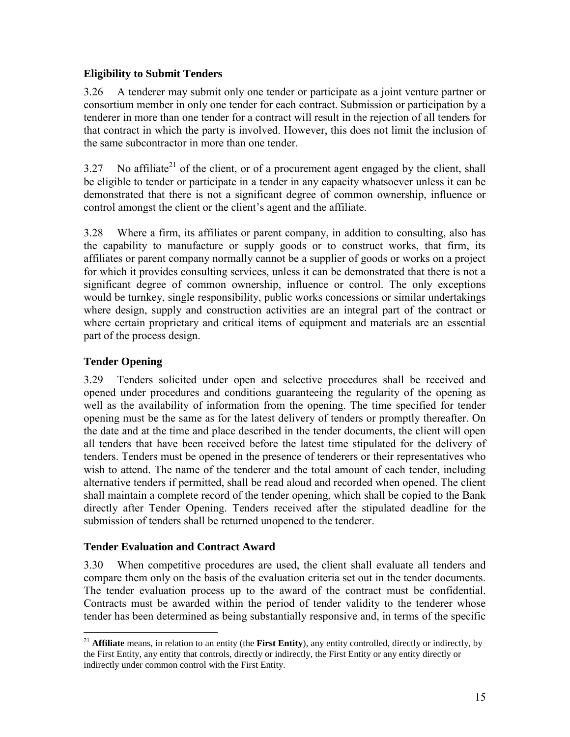### Eligibility to Submit Tenders

3.26 A tenderer may submit only one tender or participate as a joint venture partner or consortium member in only one tender for each contract. Submission or participation by a tenderer in more than one tender for a contract will result in the rejection of all tenders for that contract in which the party is involved. However, this does not limit the inclusion of the same subcontractor in more than one tender.

3.27 No affiliate[21] of the client, or of a procurement agent engaged by the client, shall be eligible to tender or participate in a tender in any capacity whatsoever unless it can be demonstrated that there is not a significant degree of common ownership, influence or control amongst the client or the client's agent and the affiliate.

3.28 Where a firm, its affiliates or parent company, in addition to consulting, also has the capability to manufacture or supply goods or to construct works, that firm, its affiliates or parent company normally cannot be a supplier of goods or works on a project for which it provides consulting services, unless it can be demonstrated that there is not a significant degree of common ownership, influence or control. The only exceptions would be turnkey, single responsibility, public works concessions or similar undertakings where design, supply and construction activities are an integral part of the contract or where certain proprietary and critical items of equipment and materials are an essential part of the process design.

### Tender Opening

3.29 Tenders solicited under open and selective procedures shall be received and opened under procedures and conditions guaranteeing the regularity of the opening as well as the availability of information from the opening. The time specified for tender opening must be the same as for the latest delivery of tenders or promptly thereafter. On the date and at the time and place described in the tender documents, the client will open all tenders that have been received before the latest time stipulated for the delivery of tenders. Tenders must be opened in the presence of tenderers or their representatives who wish to attend. The name of the tenderer and the total amount of each tender, including alternative tenders if permitted, shall be read aloud and recorded when opened. The client shall maintain a complete record of the tender opening, which shall be copied to the Bank directly after Tender Opening. Tenders received after the stipulated deadline for the submission of tenders shall be returned unopened to the tenderer.

### Tender Evaluation and Contract Award

3.30 When competitive procedures are used, the client shall evaluate all tenders and compare them only on the basis of the evaluation criteria set out in the tender documents. The tender evaluation process up to the award of the contract must be confidential. Contracts must be awarded within the period of tender validity to the tenderer whose tender has been determined as being substantially responsive and, in terms of the specific

---

[21] **Affiliate** means, in relation to an entity (the **First Entity**), any entity controlled, directly or indirectly, by the First Entity, any entity that controls, directly or indirectly, the First Entity or any entity directly or indirectly under common control with the First Entity.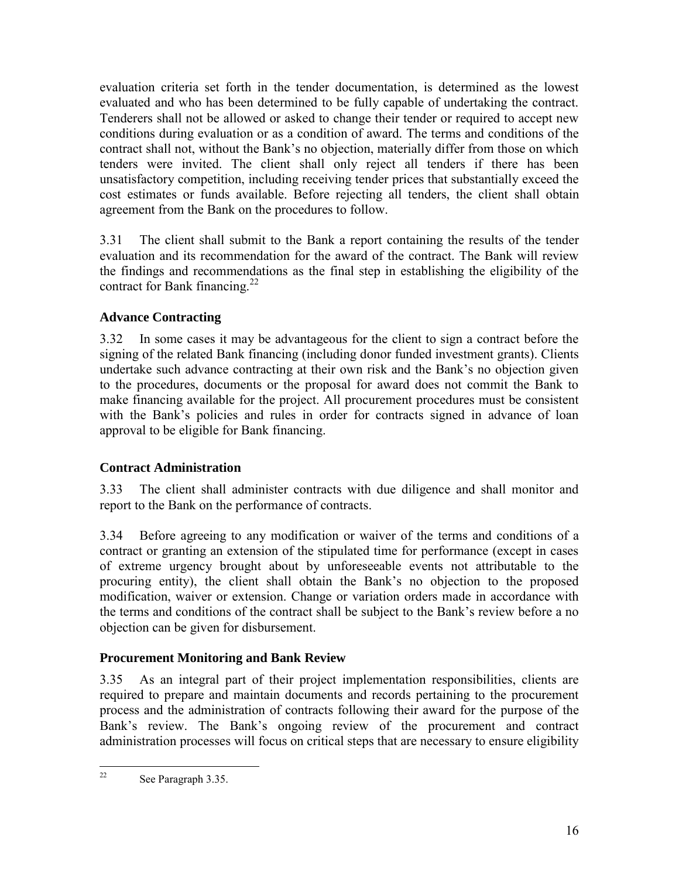evaluation criteria set forth in the tender documentation, is determined as the lowest evaluated and who has been determined to be fully capable of undertaking the contract. Tenderers shall not be allowed or asked to change their tender or required to accept new conditions during evaluation or as a condition of award. The terms and conditions of the contract shall not, without the Bank's no objection, materially differ from those on which tenders were invited. The client shall only reject all tenders if there has been unsatisfactory competition, including receiving tender prices that substantially exceed the cost estimates or funds available. Before rejecting all tenders, the client shall obtain agreement from the Bank on the procedures to follow.

3.31 The client shall submit to the Bank a report containing the results of the tender evaluation and its recommendation for the award of the contract. The Bank will review the findings and recommendations as the final step in establishing the eligibility of the contract for Bank financing.[22]

### Advance Contracting

3.32 In some cases it may be advantageous for the client to sign a contract before the signing of the related Bank financing (including donor funded investment grants). Clients undertake such advance contracting at their own risk and the Bank's no objection given to the procedures, documents or the proposal for award does not commit the Bank to make financing available for the project. All procurement procedures must be consistent with the Bank's policies and rules in order for contracts signed in advance of loan approval to be eligible for Bank financing.

### Contract Administration

3.33 The client shall administer contracts with due diligence and shall monitor and report to the Bank on the performance of contracts.

3.34 Before agreeing to any modification or waiver of the terms and conditions of a contract or granting an extension of the stipulated time for performance (except in cases of extreme urgency brought about by unforeseeable events not attributable to the procuring entity), the client shall obtain the Bank's no objection to the proposed modification, waiver or extension. Change or variation orders made in accordance with the terms and conditions of the contract shall be subject to the Bank's review before a no objection can be given for disbursement.

### Procurement Monitoring and Bank Review

3.35 As an integral part of their project implementation responsibilities, clients are required to prepare and maintain documents and records pertaining to the procurement process and the administration of contracts following their award for the purpose of the Bank's review. The Bank's ongoing review of the procurement and contract administration processes will focus on critical steps that are necessary to ensure eligibility

---

[22] See Paragraph 3.35.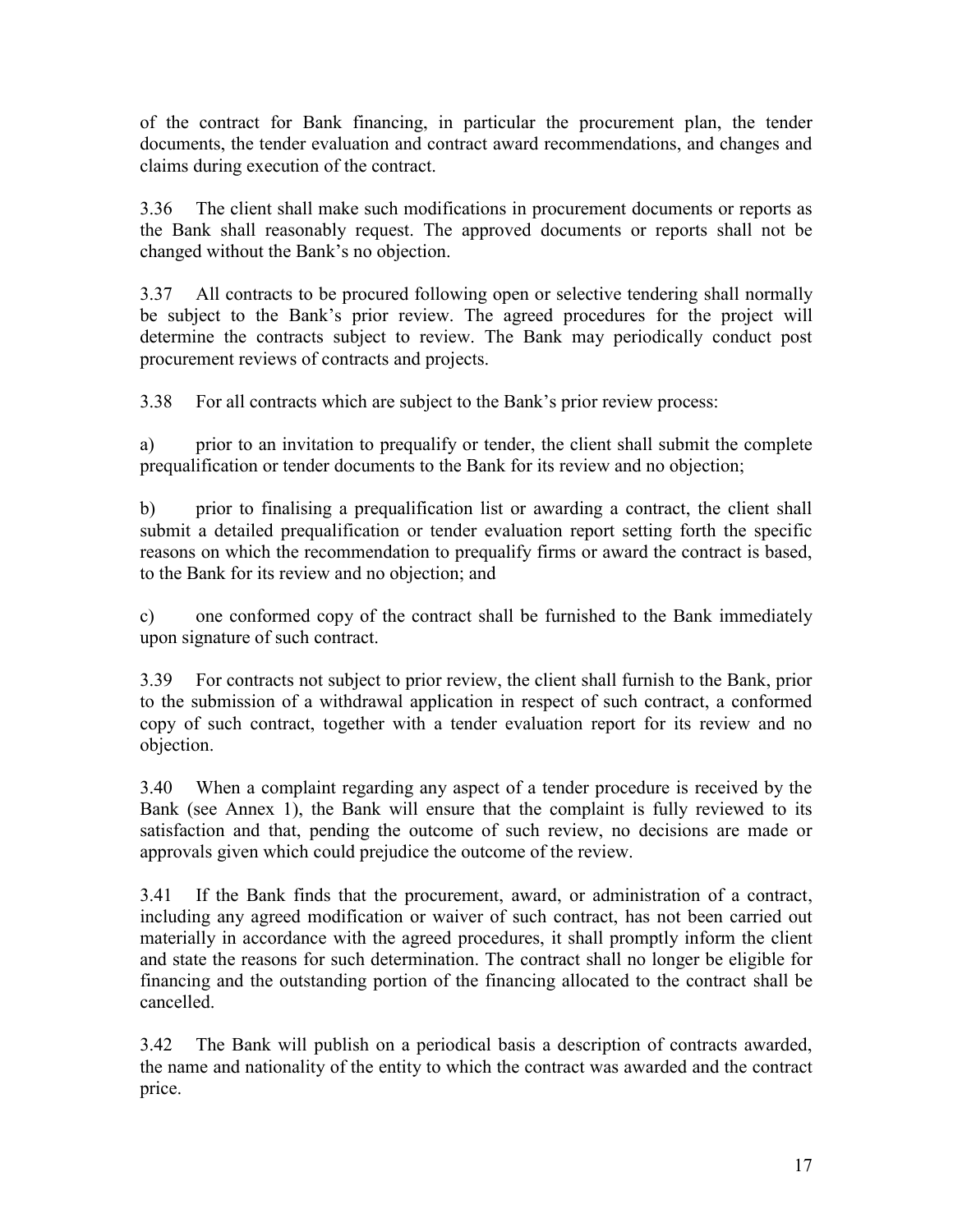of the contract for Bank financing, in particular the procurement plan, the tender documents, the tender evaluation and contract award recommendations, and changes and claims during execution of the contract.

3.36 The client shall make such modifications in procurement documents or reports as the Bank shall reasonably request. The approved documents or reports shall not be changed without the Bank's no objection.

3.37 All contracts to be procured following open or selective tendering shall normally be subject to the Bank's prior review. The agreed procedures for the project will determine the contracts subject to review. The Bank may periodically conduct post procurement reviews of contracts and projects.

3.38 For all contracts which are subject to the Bank's prior review process:

a) prior to an invitation to prequalify or tender, the client shall submit the complete prequalification or tender documents to the Bank for its review and no objection;

b) prior to finalising a prequalification list or awarding a contract, the client shall submit a detailed prequalification or tender evaluation report setting forth the specific reasons on which the recommendation to prequalify firms or award the contract is based, to the Bank for its review and no objection; and

c) one conformed copy of the contract shall be furnished to the Bank immediately upon signature of such contract.

3.39 For contracts not subject to prior review, the client shall furnish to the Bank, prior to the submission of a withdrawal application in respect of such contract, a conformed copy of such contract, together with a tender evaluation report for its review and no objection.

3.40 When a complaint regarding any aspect of a tender procedure is received by the Bank (see Annex 1), the Bank will ensure that the complaint is fully reviewed to its satisfaction and that, pending the outcome of such review, no decisions are made or approvals given which could prejudice the outcome of the review.

3.41 If the Bank finds that the procurement, award, or administration of a contract, including any agreed modification or waiver of such contract, has not been carried out materially in accordance with the agreed procedures, it shall promptly inform the client and state the reasons for such determination. The contract shall no longer be eligible for financing and the outstanding portion of the financing allocated to the contract shall be cancelled.

3.42 The Bank will publish on a periodical basis a description of contracts awarded, the name and nationality of the entity to which the contract was awarded and the contract price.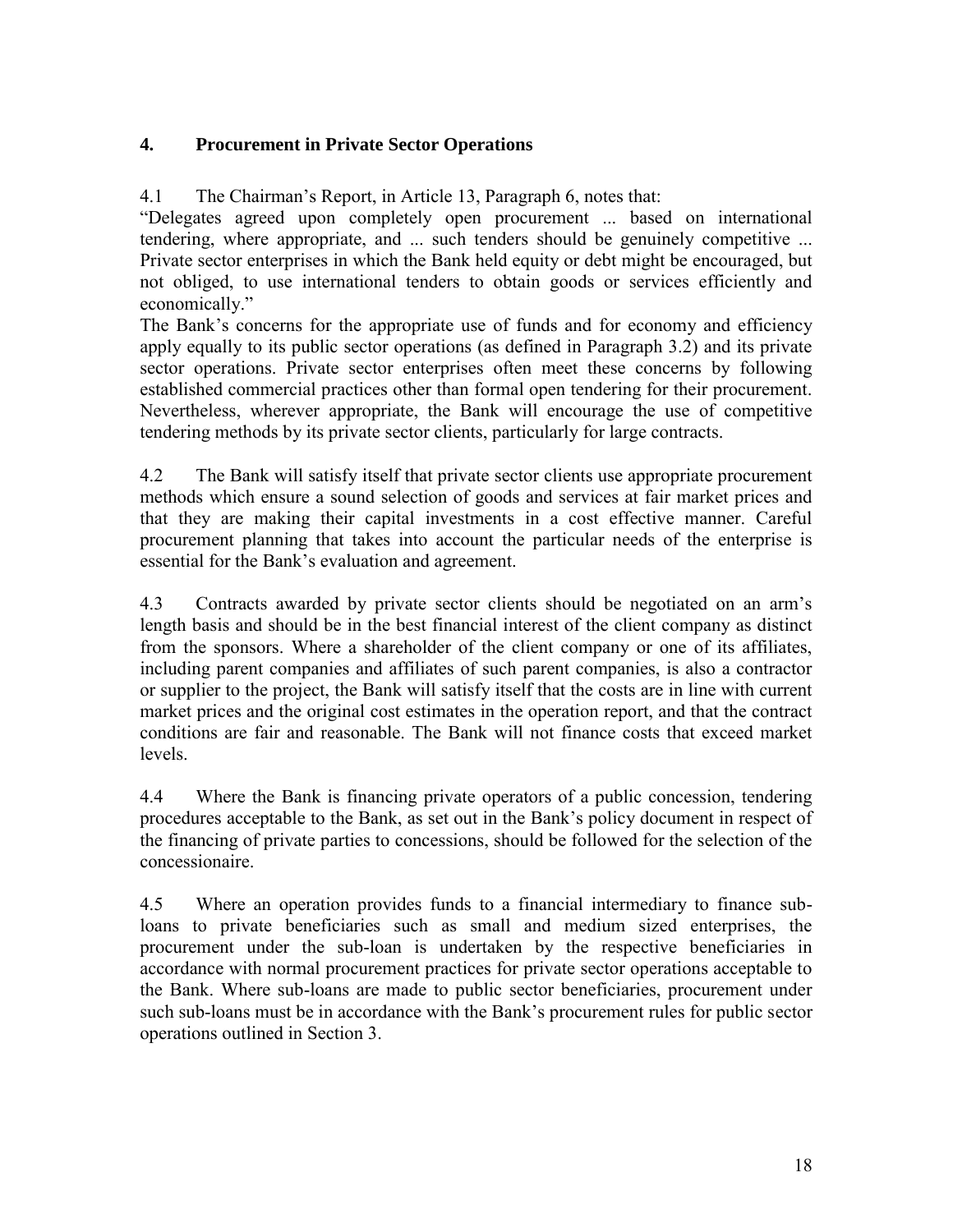## 4. Procurement in Private Sector Operations

4.1 The Chairman's Report, in Article 13, Paragraph 6, notes that:

"Delegates agreed upon completely open procurement ... based on international tendering, where appropriate, and ... such tenders should be genuinely competitive ... Private sector enterprises in which the Bank held equity or debt might be encouraged, but not obliged, to use international tenders to obtain goods or services efficiently and economically."

The Bank's concerns for the appropriate use of funds and for economy and efficiency apply equally to its public sector operations (as defined in Paragraph 3.2) and its private sector operations. Private sector enterprises often meet these concerns by following established commercial practices other than formal open tendering for their procurement. Nevertheless, wherever appropriate, the Bank will encourage the use of competitive tendering methods by its private sector clients, particularly for large contracts.

4.2 The Bank will satisfy itself that private sector clients use appropriate procurement methods which ensure a sound selection of goods and services at fair market prices and that they are making their capital investments in a cost effective manner. Careful procurement planning that takes into account the particular needs of the enterprise is essential for the Bank's evaluation and agreement.

4.3 Contracts awarded by private sector clients should be negotiated on an arm's length basis and should be in the best financial interest of the client company as distinct from the sponsors. Where a shareholder of the client company or one of its affiliates, including parent companies and affiliates of such parent companies, is also a contractor or supplier to the project, the Bank will satisfy itself that the costs are in line with current market prices and the original cost estimates in the operation report, and that the contract conditions are fair and reasonable. The Bank will not finance costs that exceed market levels.

4.4 Where the Bank is financing private operators of a public concession, tendering procedures acceptable to the Bank, as set out in the Bank's policy document in respect of the financing of private parties to concessions, should be followed for the selection of the concessionaire.

4.5 Where an operation provides funds to a financial intermediary to finance sub-loans to private beneficiaries such as small and medium sized enterprises, the procurement under the sub-loan is undertaken by the respective beneficiaries in accordance with normal procurement practices for private sector operations acceptable to the Bank. Where sub-loans are made to public sector beneficiaries, procurement under such sub-loans must be in accordance with the Bank's procurement rules for public sector operations outlined in Section 3.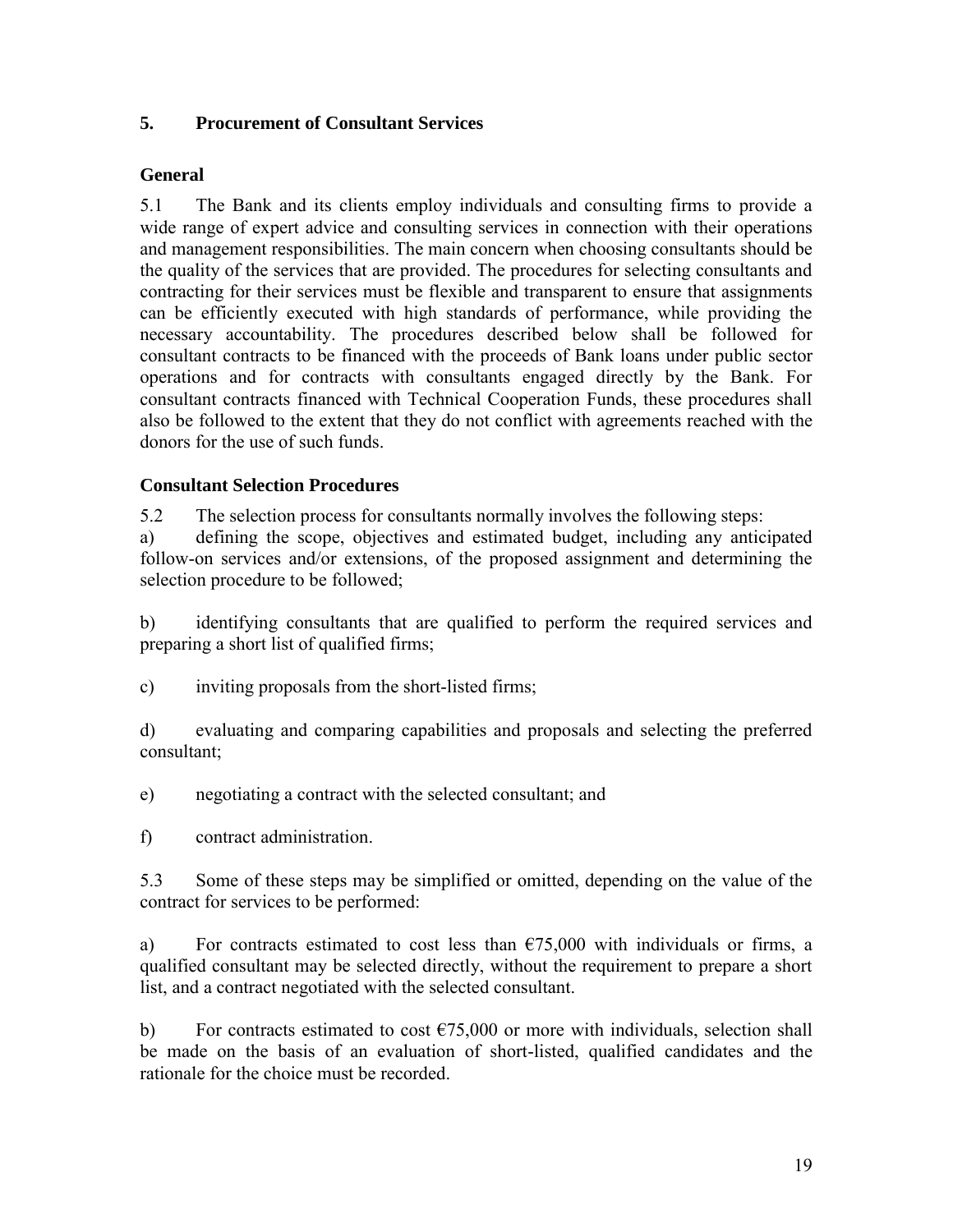## 5. Procurement of Consultant Services

### General

5.1 The Bank and its clients employ individuals and consulting firms to provide a wide range of expert advice and consulting services in connection with their operations and management responsibilities. The main concern when choosing consultants should be the quality of the services that are provided. The procedures for selecting consultants and contracting for their services must be flexible and transparent to ensure that assignments can be efficiently executed with high standards of performance, while providing the necessary accountability. The procedures described below shall be followed for consultant contracts to be financed with the proceeds of Bank loans under public sector operations and for contracts with consultants engaged directly by the Bank. For consultant contracts financed with Technical Cooperation Funds, these procedures shall also be followed to the extent that they do not conflict with agreements reached with the donors for the use of such funds.

### Consultant Selection Procedures

5.2 The selection process for consultants normally involves the following steps:

a) defining the scope, objectives and estimated budget, including any anticipated follow-on services and/or extensions, of the proposed assignment and determining the selection procedure to be followed;

b) identifying consultants that are qualified to perform the required services and preparing a short list of qualified firms;

c) inviting proposals from the short-listed firms;

d) evaluating and comparing capabilities and proposals and selecting the preferred consultant;

e) negotiating a contract with the selected consultant; and

f) contract administration.

5.3 Some of these steps may be simplified or omitted, depending on the value of the contract for services to be performed:

a) For contracts estimated to cost less than €75,000 with individuals or firms, a qualified consultant may be selected directly, without the requirement to prepare a short list, and a contract negotiated with the selected consultant.

b) For contracts estimated to cost €75,000 or more with individuals, selection shall be made on the basis of an evaluation of short-listed, qualified candidates and the rationale for the choice must be recorded.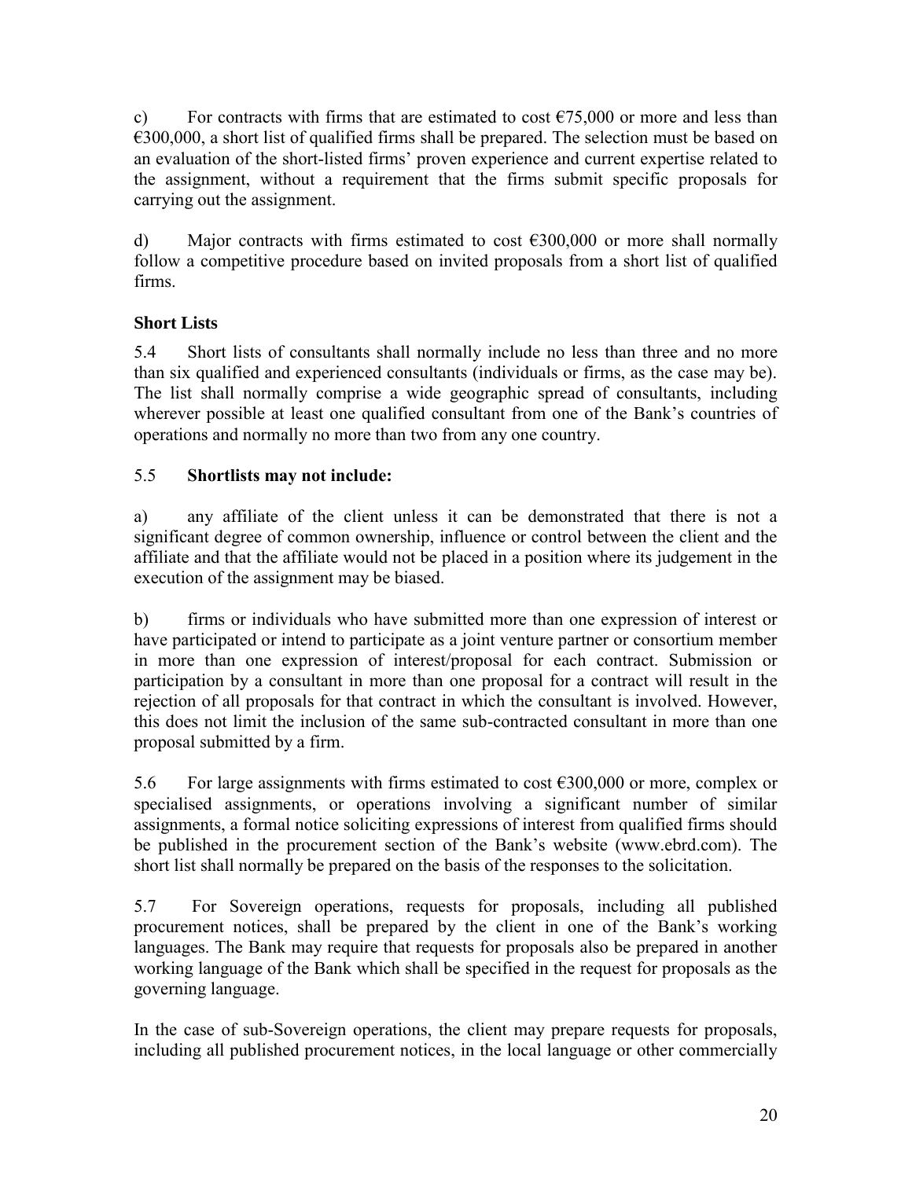c) For contracts with firms that are estimated to cost €75,000 or more and less than €300,000, a short list of qualified firms shall be prepared. The selection must be based on an evaluation of the short-listed firms' proven experience and current expertise related to the assignment, without a requirement that the firms submit specific proposals for carrying out the assignment.

d) Major contracts with firms estimated to cost €300,000 or more shall normally follow a competitive procedure based on invited proposals from a short list of qualified firms.

### Short Lists

5.4 Short lists of consultants shall normally include no less than three and no more than six qualified and experienced consultants (individuals or firms, as the case may be). The list shall normally comprise a wide geographic spread of consultants, including wherever possible at least one qualified consultant from one of the Bank's countries of operations and normally no more than two from any one country.

5.5 **Shortlists may not include:**

a) any affiliate of the client unless it can be demonstrated that there is not a significant degree of common ownership, influence or control between the client and the affiliate and that the affiliate would not be placed in a position where its judgement in the execution of the assignment may be biased.

b) firms or individuals who have submitted more than one expression of interest or have participated or intend to participate as a joint venture partner or consortium member in more than one expression of interest/proposal for each contract. Submission or participation by a consultant in more than one proposal for a contract will result in the rejection of all proposals for that contract in which the consultant is involved. However, this does not limit the inclusion of the same sub-contracted consultant in more than one proposal submitted by a firm.

5.6 For large assignments with firms estimated to cost €300,000 or more, complex or specialised assignments, or operations involving a significant number of similar assignments, a formal notice soliciting expressions of interest from qualified firms should be published in the procurement section of the Bank's website (www.ebrd.com). The short list shall normally be prepared on the basis of the responses to the solicitation.

5.7 For Sovereign operations, requests for proposals, including all published procurement notices, shall be prepared by the client in one of the Bank's working languages. The Bank may require that requests for proposals also be prepared in another working language of the Bank which shall be specified in the request for proposals as the governing language.

In the case of sub-Sovereign operations, the client may prepare requests for proposals, including all published procurement notices, in the local language or other commercially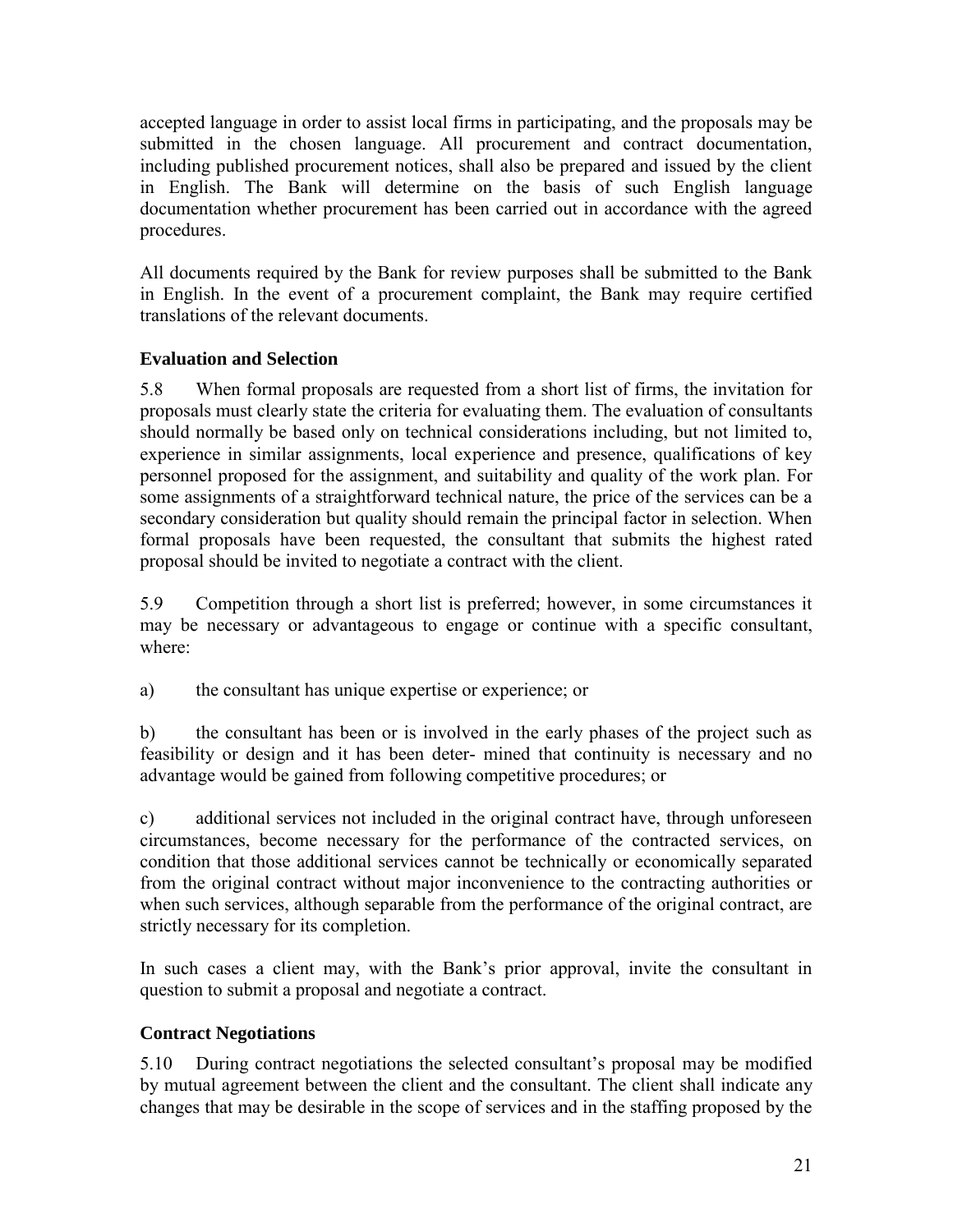accepted language in order to assist local firms in participating, and the proposals may be submitted in the chosen language. All procurement and contract documentation, including published procurement notices, shall also be prepared and issued by the client in English. The Bank will determine on the basis of such English language documentation whether procurement has been carried out in accordance with the agreed procedures.

All documents required by the Bank for review purposes shall be submitted to the Bank in English. In the event of a procurement complaint, the Bank may require certified translations of the relevant documents.

### Evaluation and Selection

5.8 When formal proposals are requested from a short list of firms, the invitation for proposals must clearly state the criteria for evaluating them. The evaluation of consultants should normally be based only on technical considerations including, but not limited to, experience in similar assignments, local experience and presence, qualifications of key personnel proposed for the assignment, and suitability and quality of the work plan. For some assignments of a straightforward technical nature, the price of the services can be a secondary consideration but quality should remain the principal factor in selection. When formal proposals have been requested, the consultant that submits the highest rated proposal should be invited to negotiate a contract with the client.

5.9 Competition through a short list is preferred; however, in some circumstances it may be necessary or advantageous to engage or continue with a specific consultant, where:

a) the consultant has unique expertise or experience; or

b) the consultant has been or is involved in the early phases of the project such as feasibility or design and it has been deter- mined that continuity is necessary and no advantage would be gained from following competitive procedures; or

c) additional services not included in the original contract have, through unforeseen circumstances, become necessary for the performance of the contracted services, on condition that those additional services cannot be technically or economically separated from the original contract without major inconvenience to the contracting authorities or when such services, although separable from the performance of the original contract, are strictly necessary for its completion.

In such cases a client may, with the Bank's prior approval, invite the consultant in question to submit a proposal and negotiate a contract.

### Contract Negotiations

5.10 During contract negotiations the selected consultant's proposal may be modified by mutual agreement between the client and the consultant. The client shall indicate any changes that may be desirable in the scope of services and in the staffing proposed by the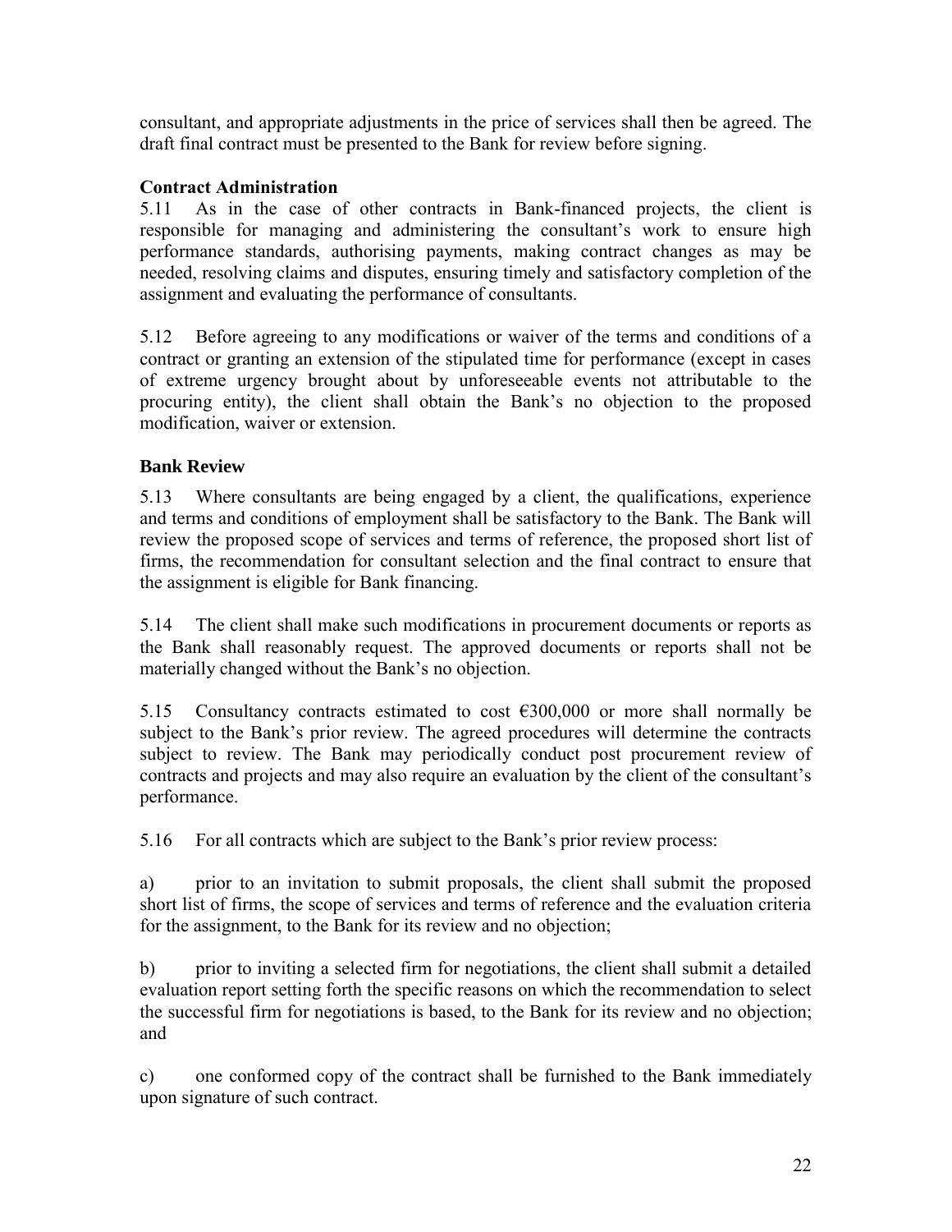consultant, and appropriate adjustments in the price of services shall then be agreed. The draft final contract must be presented to the Bank for review before signing.

### Contract Administration

5.11 As in the case of other contracts in Bank-financed projects, the client is responsible for managing and administering the consultant's work to ensure high performance standards, authorising payments, making contract changes as may be needed, resolving claims and disputes, ensuring timely and satisfactory completion of the assignment and evaluating the performance of consultants.

5.12 Before agreeing to any modifications or waiver of the terms and conditions of a contract or granting an extension of the stipulated time for performance (except in cases of extreme urgency brought about by unforeseeable events not attributable to the procuring entity), the client shall obtain the Bank's no objection to the proposed modification, waiver or extension.

### Bank Review

5.13 Where consultants are being engaged by a client, the qualifications, experience and terms and conditions of employment shall be satisfactory to the Bank. The Bank will review the proposed scope of services and terms of reference, the proposed short list of firms, the recommendation for consultant selection and the final contract to ensure that the assignment is eligible for Bank financing.

5.14 The client shall make such modifications in procurement documents or reports as the Bank shall reasonably request. The approved documents or reports shall not be materially changed without the Bank's no objection.

5.15 Consultancy contracts estimated to cost €300,000 or more shall normally be subject to the Bank's prior review. The agreed procedures will determine the contracts subject to review. The Bank may periodically conduct post procurement review of contracts and projects and may also require an evaluation by the client of the consultant's performance.

5.16 For all contracts which are subject to the Bank's prior review process:

a) prior to an invitation to submit proposals, the client shall submit the proposed short list of firms, the scope of services and terms of reference and the evaluation criteria for the assignment, to the Bank for its review and no objection;

b) prior to inviting a selected firm for negotiations, the client shall submit a detailed evaluation report setting forth the specific reasons on which the recommendation to select the successful firm for negotiations is based, to the Bank for its review and no objection; and

c) one conformed copy of the contract shall be furnished to the Bank immediately upon signature of such contract.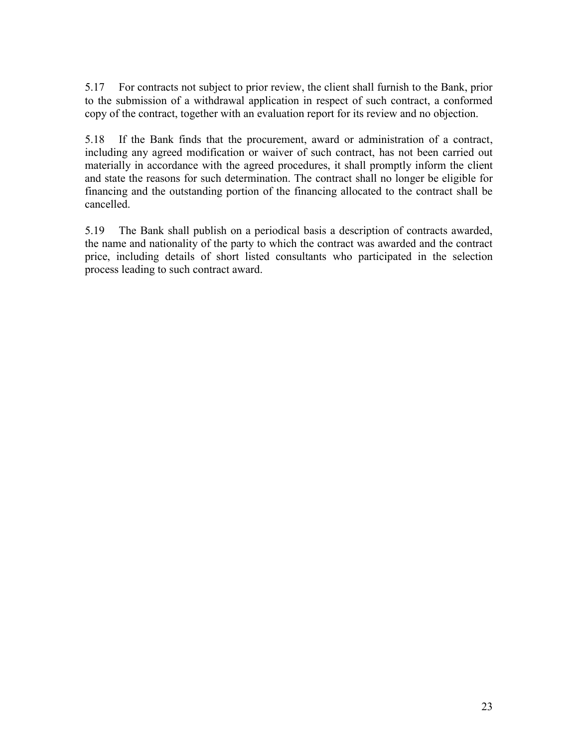5.17 For contracts not subject to prior review, the client shall furnish to the Bank, prior to the submission of a withdrawal application in respect of such contract, a conformed copy of the contract, together with an evaluation report for its review and no objection.

5.18 If the Bank finds that the procurement, award or administration of a contract, including any agreed modification or waiver of such contract, has not been carried out materially in accordance with the agreed procedures, it shall promptly inform the client and state the reasons for such determination. The contract shall no longer be eligible for financing and the outstanding portion of the financing allocated to the contract shall be cancelled.

5.19 The Bank shall publish on a periodical basis a description of contracts awarded, the name and nationality of the party to which the contract was awarded and the contract price, including details of short listed consultants who participated in the selection process leading to such contract award.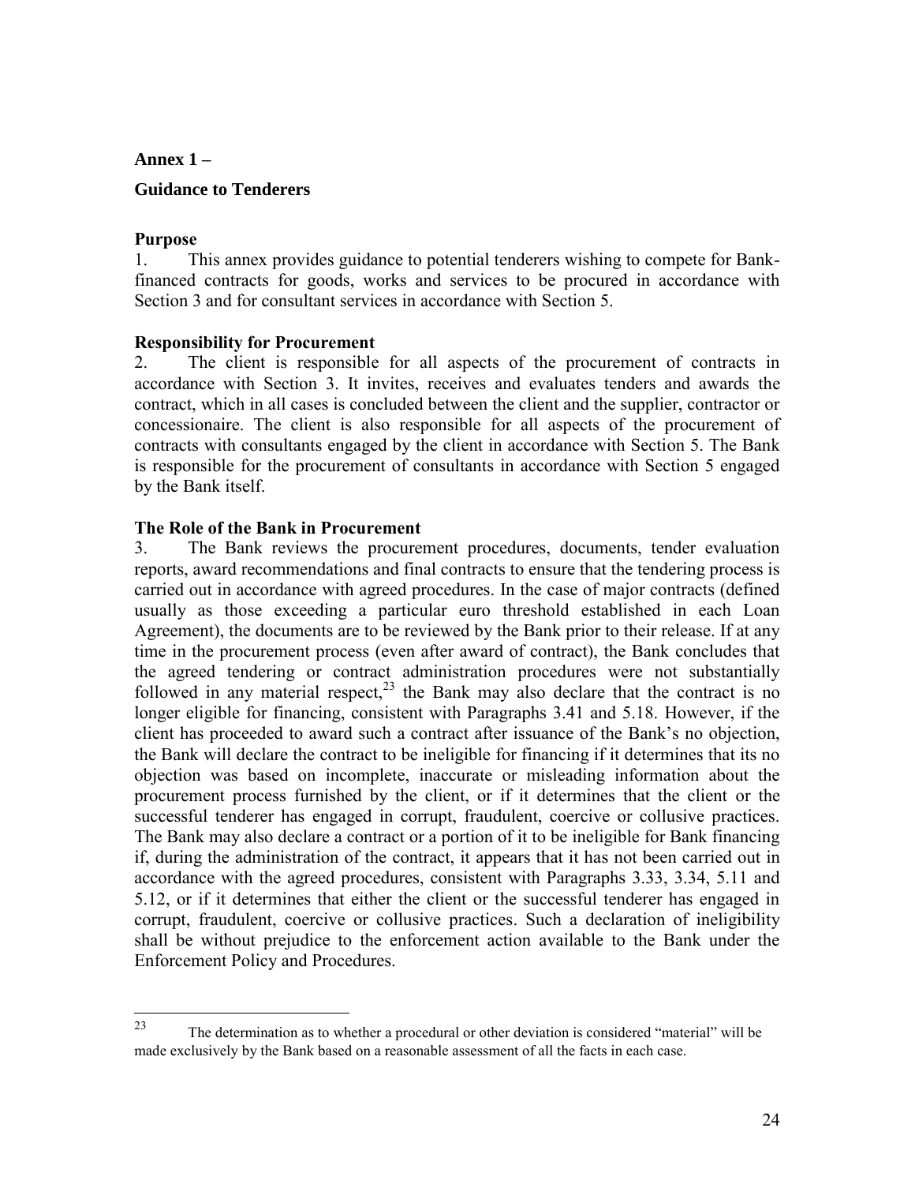**Annex 1 –**

**Guidance to Tenderers**

**Purpose**

1. This annex provides guidance to potential tenderers wishing to compete for Bank-financed contracts for goods, works and services to be procured in accordance with Section 3 and for consultant services in accordance with Section 5.

**Responsibility for Procurement**

2. The client is responsible for all aspects of the procurement of contracts in accordance with Section 3. It invites, receives and evaluates tenders and awards the contract, which in all cases is concluded between the client and the supplier, contractor or concessionaire. The client is also responsible for all aspects of the procurement of contracts with consultants engaged by the client in accordance with Section 5. The Bank is responsible for the procurement of consultants in accordance with Section 5 engaged by the Bank itself.

**The Role of the Bank in Procurement**

3. The Bank reviews the procurement procedures, documents, tender evaluation reports, award recommendations and final contracts to ensure that the tendering process is carried out in accordance with agreed procedures. In the case of major contracts (defined usually as those exceeding a particular euro threshold established in each Loan Agreement), the documents are to be reviewed by the Bank prior to their release. If at any time in the procurement process (even after award of contract), the Bank concludes that the agreed tendering or contract administration procedures were not substantially followed in any material respect,[23] the Bank may also declare that the contract is no longer eligible for financing, consistent with Paragraphs 3.41 and 5.18. However, if the client has proceeded to award such a contract after issuance of the Bank's no objection, the Bank will declare the contract to be ineligible for financing if it determines that its no objection was based on incomplete, inaccurate or misleading information about the procurement process furnished by the client, or if it determines that the client or the successful tenderer has engaged in corrupt, fraudulent, coercive or collusive practices. The Bank may also declare a contract or a portion of it to be ineligible for Bank financing if, during the administration of the contract, it appears that it has not been carried out in accordance with the agreed procedures, consistent with Paragraphs 3.33, 3.34, 5.11 and 5.12, or if it determines that either the client or the successful tenderer has engaged in corrupt, fraudulent, coercive or collusive practices. Such a declaration of ineligibility shall be without prejudice to the enforcement action available to the Bank under the Enforcement Policy and Procedures.

[23] The determination as to whether a procedural or other deviation is considered "material" will be made exclusively by the Bank based on a reasonable assessment of all the facts in each case.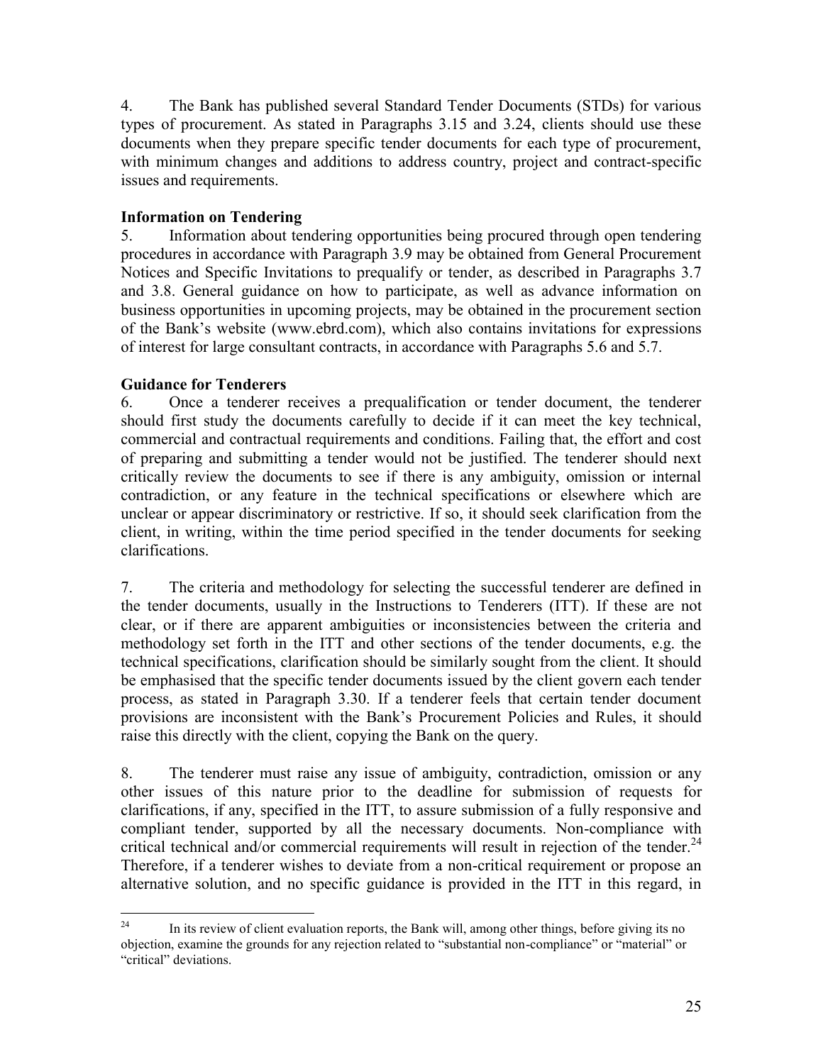4. The Bank has published several Standard Tender Documents (STDs) for various types of procurement. As stated in Paragraphs 3.15 and 3.24, clients should use these documents when they prepare specific tender documents for each type of procurement, with minimum changes and additions to address country, project and contract-specific issues and requirements.

**Information on Tendering**

5. Information about tendering opportunities being procured through open tendering procedures in accordance with Paragraph 3.9 may be obtained from General Procurement Notices and Specific Invitations to prequalify or tender, as described in Paragraphs 3.7 and 3.8. General guidance on how to participate, as well as advance information on business opportunities in upcoming projects, may be obtained in the procurement section of the Bank's website (www.ebrd.com), which also contains invitations for expressions of interest for large consultant contracts, in accordance with Paragraphs 5.6 and 5.7.

**Guidance for Tenderers**

6. Once a tenderer receives a prequalification or tender document, the tenderer should first study the documents carefully to decide if it can meet the key technical, commercial and contractual requirements and conditions. Failing that, the effort and cost of preparing and submitting a tender would not be justified. The tenderer should next critically review the documents to see if there is any ambiguity, omission or internal contradiction, or any feature in the technical specifications or elsewhere which are unclear or appear discriminatory or restrictive. If so, it should seek clarification from the client, in writing, within the time period specified in the tender documents for seeking clarifications.

7. The criteria and methodology for selecting the successful tenderer are defined in the tender documents, usually in the Instructions to Tenderers (ITT). If these are not clear, or if there are apparent ambiguities or inconsistencies between the criteria and methodology set forth in the ITT and other sections of the tender documents, e.g. the technical specifications, clarification should be similarly sought from the client. It should be emphasised that the specific tender documents issued by the client govern each tender process, as stated in Paragraph 3.30. If a tenderer feels that certain tender document provisions are inconsistent with the Bank's Procurement Policies and Rules, it should raise this directly with the client, copying the Bank on the query.

8. The tenderer must raise any issue of ambiguity, contradiction, omission or any other issues of this nature prior to the deadline for submission of requests for clarifications, if any, specified in the ITT, to assure submission of a fully responsive and compliant tender, supported by all the necessary documents. Non-compliance with critical technical and/or commercial requirements will result in rejection of the tender.[24] Therefore, if a tenderer wishes to deviate from a non-critical requirement or propose an alternative solution, and no specific guidance is provided in the ITT in this regard, in

---

[24] In its review of client evaluation reports, the Bank will, among other things, before giving its no objection, examine the grounds for any rejection related to "substantial non-compliance" or "material" or "critical" deviations.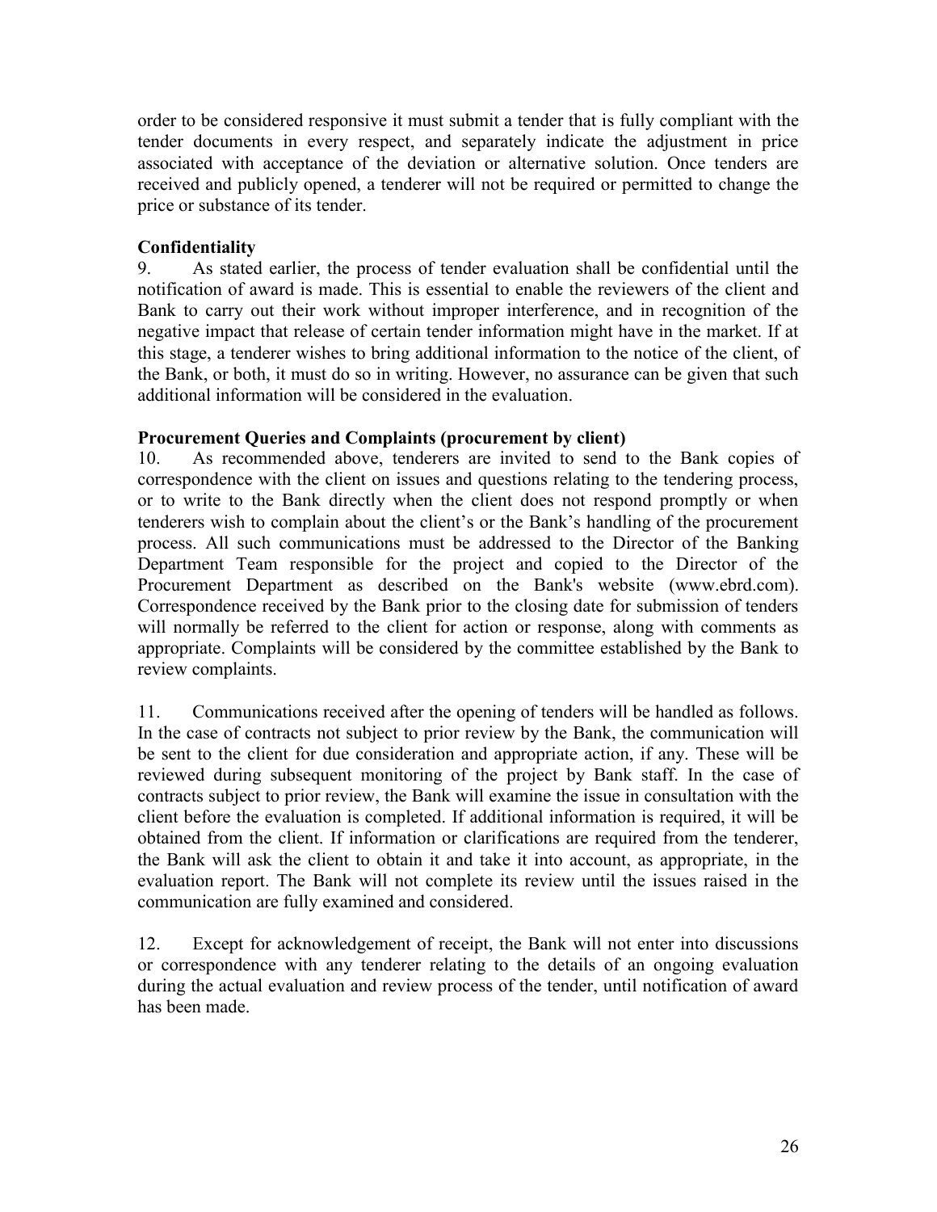order to be considered responsive it must submit a tender that is fully compliant with the tender documents in every respect, and separately indicate the adjustment in price associated with acceptance of the deviation or alternative solution. Once tenders are received and publicly opened, a tenderer will not be required or permitted to change the price or substance of its tender.

**Confidentiality**

9. As stated earlier, the process of tender evaluation shall be confidential until the notification of award is made. This is essential to enable the reviewers of the client and Bank to carry out their work without improper interference, and in recognition of the negative impact that release of certain tender information might have in the market. If at this stage, a tenderer wishes to bring additional information to the notice of the client, of the Bank, or both, it must do so in writing. However, no assurance can be given that such additional information will be considered in the evaluation.

**Procurement Queries and Complaints (procurement by client)**

10. As recommended above, tenderers are invited to send to the Bank copies of correspondence with the client on issues and questions relating to the tendering process, or to write to the Bank directly when the client does not respond promptly or when tenderers wish to complain about the client's or the Bank's handling of the procurement process. All such communications must be addressed to the Director of the Banking Department Team responsible for the project and copied to the Director of the Procurement Department as described on the Bank's website (www.ebrd.com). Correspondence received by the Bank prior to the closing date for submission of tenders will normally be referred to the client for action or response, along with comments as appropriate. Complaints will be considered by the committee established by the Bank to review complaints.

11. Communications received after the opening of tenders will be handled as follows. In the case of contracts not subject to prior review by the Bank, the communication will be sent to the client for due consideration and appropriate action, if any. These will be reviewed during subsequent monitoring of the project by Bank staff. In the case of contracts subject to prior review, the Bank will examine the issue in consultation with the client before the evaluation is completed. If additional information is required, it will be obtained from the client. If information or clarifications are required from the tenderer, the Bank will ask the client to obtain it and take it into account, as appropriate, in the evaluation report. The Bank will not complete its review until the issues raised in the communication are fully examined and considered.

12. Except for acknowledgement of receipt, the Bank will not enter into discussions or correspondence with any tenderer relating to the details of an ongoing evaluation during the actual evaluation and review process of the tender, until notification of award has been made.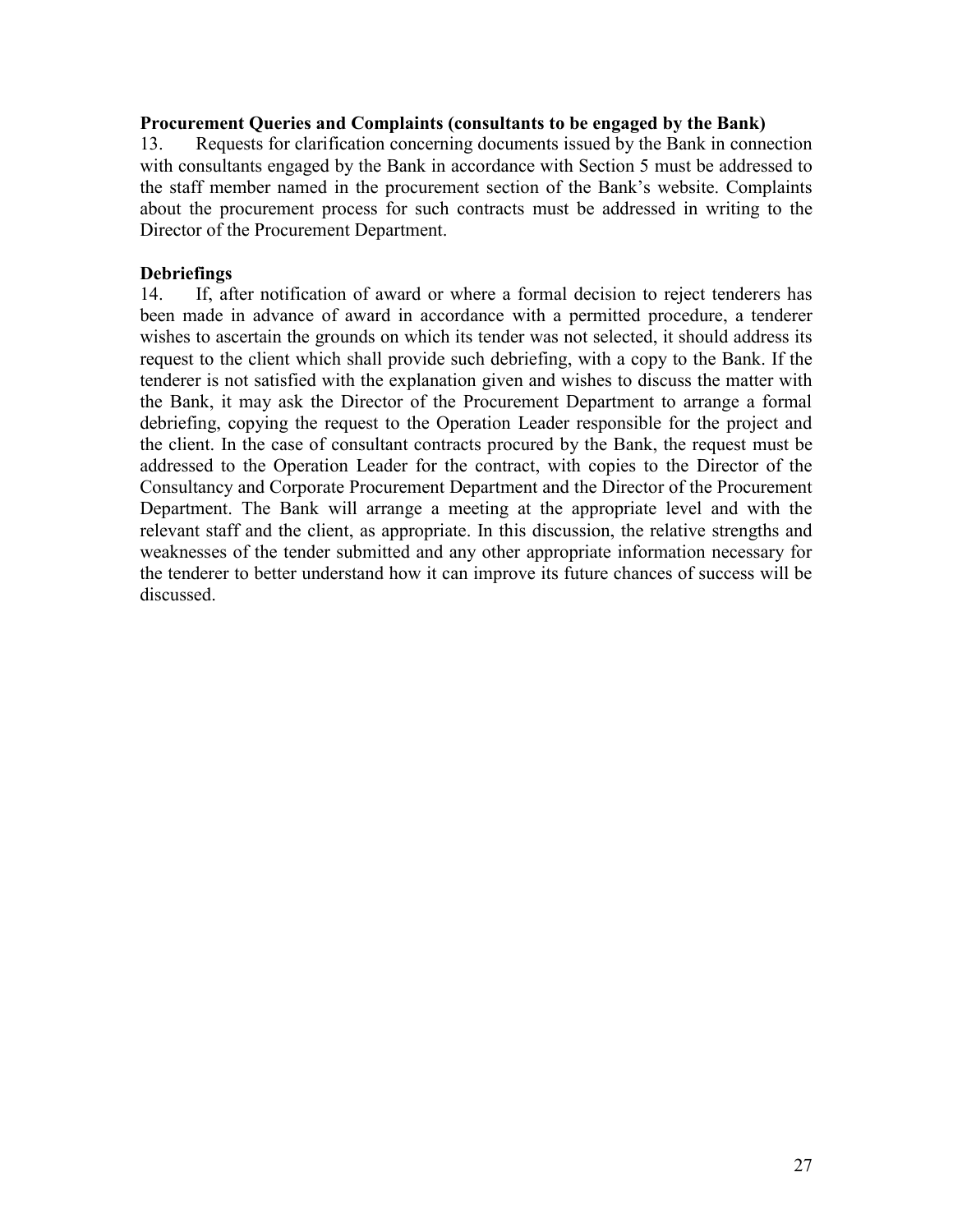**Procurement Queries and Complaints (consultants to be engaged by the Bank)**

13. Requests for clarification concerning documents issued by the Bank in connection with consultants engaged by the Bank in accordance with Section 5 must be addressed to the staff member named in the procurement section of the Bank's website. Complaints about the procurement process for such contracts must be addressed in writing to the Director of the Procurement Department.

**Debriefings**

14. If, after notification of award or where a formal decision to reject tenderers has been made in advance of award in accordance with a permitted procedure, a tenderer wishes to ascertain the grounds on which its tender was not selected, it should address its request to the client which shall provide such debriefing, with a copy to the Bank. If the tenderer is not satisfied with the explanation given and wishes to discuss the matter with the Bank, it may ask the Director of the Procurement Department to arrange a formal debriefing, copying the request to the Operation Leader responsible for the project and the client. In the case of consultant contracts procured by the Bank, the request must be addressed to the Operation Leader for the contract, with copies to the Director of the Consultancy and Corporate Procurement Department and the Director of the Procurement Department. The Bank will arrange a meeting at the appropriate level and with the relevant staff and the client, as appropriate. In this discussion, the relative strengths and weaknesses of the tender submitted and any other appropriate information necessary for the tenderer to better understand how it can improve its future chances of success will be discussed.